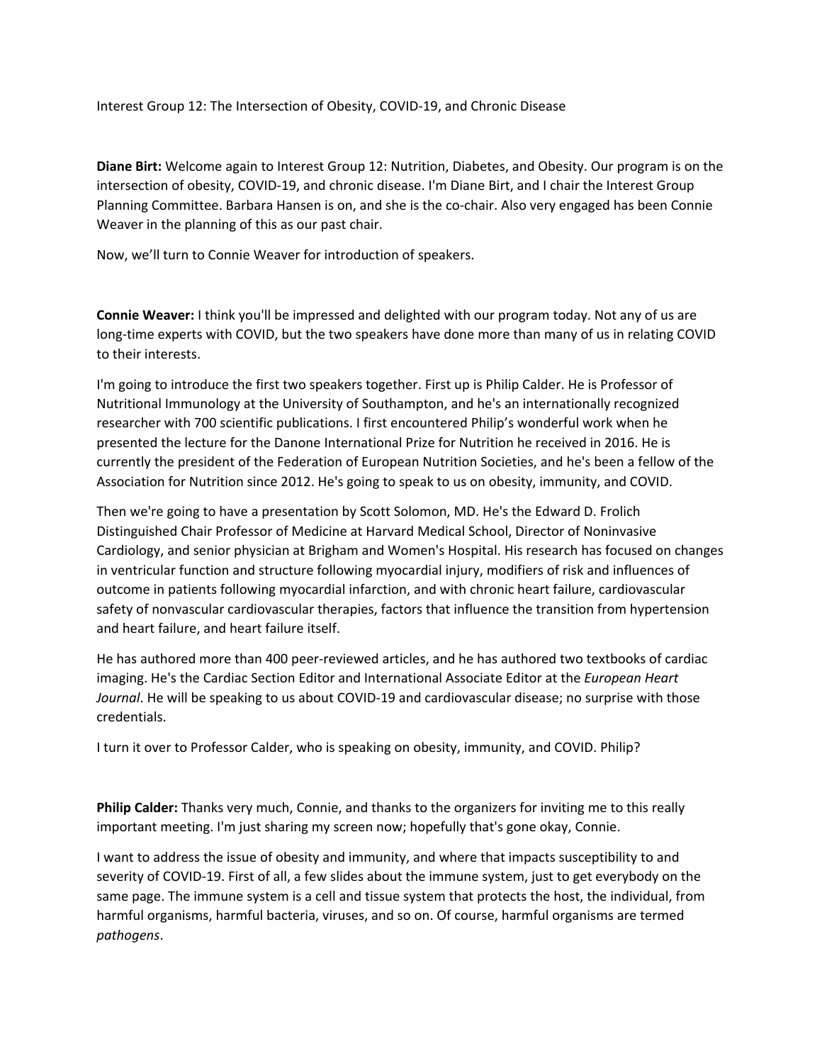Interest Group 12: The Intersection of Obesity, COVID-19, and Chronic Disease

**Diane Birt:** Welcome again to Interest Group 12: Nutrition, Diabetes, and Obesity. Our program is on the intersection of obesity, COVID-19, and chronic disease. I'm Diane Birt, and I chair the Interest Group Planning Committee. Barbara Hansen is on, and she is the co-chair. Also very engaged has been Connie Weaver in the planning of this as our past chair.

Now, we'll turn to Connie Weaver for introduction of speakers.

**Connie Weaver:** I think you'll be impressed and delighted with our program today. Not any of us are long-time experts with COVID, but the two speakers have done more than many of us in relating COVID to their interests.

I'm going to introduce the first two speakers together. First up is Philip Calder. He is Professor of Nutritional Immunology at the University of Southampton, and he's an internationally recognized researcher with 700 scientific publications. I first encountered Philip's wonderful work when he presented the lecture for the Danone International Prize for Nutrition he received in 2016. He is currently the president of the Federation of European Nutrition Societies, and he's been a fellow of the Association for Nutrition since 2012. He's going to speak to us on obesity, immunity, and COVID.

Then we're going to have a presentation by Scott Solomon, MD. He's the Edward D. Frolich Distinguished Chair Professor of Medicine at Harvard Medical School, Director of Noninvasive Cardiology, and senior physician at Brigham and Women's Hospital. His research has focused on changes in ventricular function and structure following myocardial injury, modifiers of risk and influences of outcome in patients following myocardial infarction, and with chronic heart failure, cardiovascular safety of nonvascular cardiovascular therapies, factors that influence the transition from hypertension and heart failure, and heart failure itself.

He has authored more than 400 peer-reviewed articles, and he has authored two textbooks of cardiac imaging. He's the Cardiac Section Editor and International Associate Editor at the *European Heart Journal*. He will be speaking to us about COVID-19 and cardiovascular disease; no surprise with those credentials.

I turn it over to Professor Calder, who is speaking on obesity, immunity, and COVID. Philip?

**Philip Calder:** Thanks very much, Connie, and thanks to the organizers for inviting me to this really important meeting. I'm just sharing my screen now; hopefully that's gone okay, Connie.

I want to address the issue of obesity and immunity, and where that impacts susceptibility to and severity of COVID-19. First of all, a few slides about the immune system, just to get everybody on the same page. The immune system is a cell and tissue system that protects the host, the individual, from harmful organisms, harmful bacteria, viruses, and so on. Of course, harmful organisms are termed *pathogens*.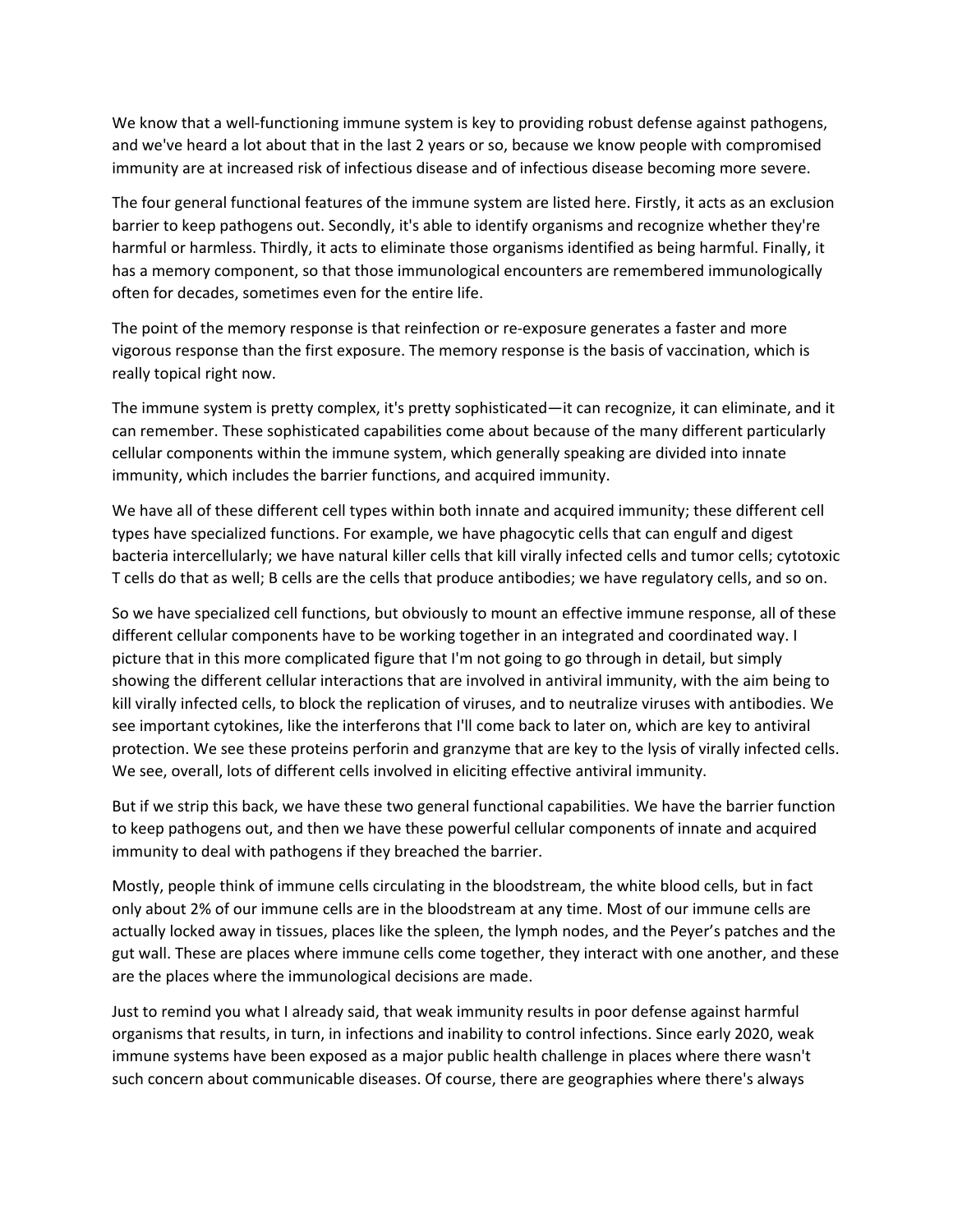We know that a well-functioning immune system is key to providing robust defense against pathogens, and we've heard a lot about that in the last 2 years or so, because we know people with compromised immunity are at increased risk of infectious disease and of infectious disease becoming more severe.

The four general functional features of the immune system are listed here. Firstly, it acts as an exclusion barrier to keep pathogens out. Secondly, it's able to identify organisms and recognize whether they're harmful or harmless. Thirdly, it acts to eliminate those organisms identified as being harmful. Finally, it has a memory component, so that those immunological encounters are remembered immunologically often for decades, sometimes even for the entire life.

The point of the memory response is that reinfection or re-exposure generates a faster and more vigorous response than the first exposure. The memory response is the basis of vaccination, which is really topical right now.

The immune system is pretty complex, it's pretty sophisticated—it can recognize, it can eliminate, and it can remember. These sophisticated capabilities come about because of the many different particularly cellular components within the immune system, which generally speaking are divided into innate immunity, which includes the barrier functions, and acquired immunity.

We have all of these different cell types within both innate and acquired immunity; these different cell types have specialized functions. For example, we have phagocytic cells that can engulf and digest bacteria intercellularly; we have natural killer cells that kill virally infected cells and tumor cells; cytotoxic T cells do that as well; B cells are the cells that produce antibodies; we have regulatory cells, and so on.

So we have specialized cell functions, but obviously to mount an effective immune response, all of these different cellular components have to be working together in an integrated and coordinated way. I picture that in this more complicated figure that I'm not going to go through in detail, but simply showing the different cellular interactions that are involved in antiviral immunity, with the aim being to kill virally infected cells, to block the replication of viruses, and to neutralize viruses with antibodies. We see important cytokines, like the interferons that I'll come back to later on, which are key to antiviral protection. We see these proteins perforin and granzyme that are key to the lysis of virally infected cells. We see, overall, lots of different cells involved in eliciting effective antiviral immunity.

But if we strip this back, we have these two general functional capabilities. We have the barrier function to keep pathogens out, and then we have these powerful cellular components of innate and acquired immunity to deal with pathogens if they breached the barrier.

Mostly, people think of immune cells circulating in the bloodstream, the white blood cells, but in fact only about 2% of our immune cells are in the bloodstream at any time. Most of our immune cells are actually locked away in tissues, places like the spleen, the lymph nodes, and the Peyer's patches and the gut wall. These are places where immune cells come together, they interact with one another, and these are the places where the immunological decisions are made.

Just to remind you what I already said, that weak immunity results in poor defense against harmful organisms that results, in turn, in infections and inability to control infections. Since early 2020, weak immune systems have been exposed as a major public health challenge in places where there wasn't such concern about communicable diseases. Of course, there are geographies where there's always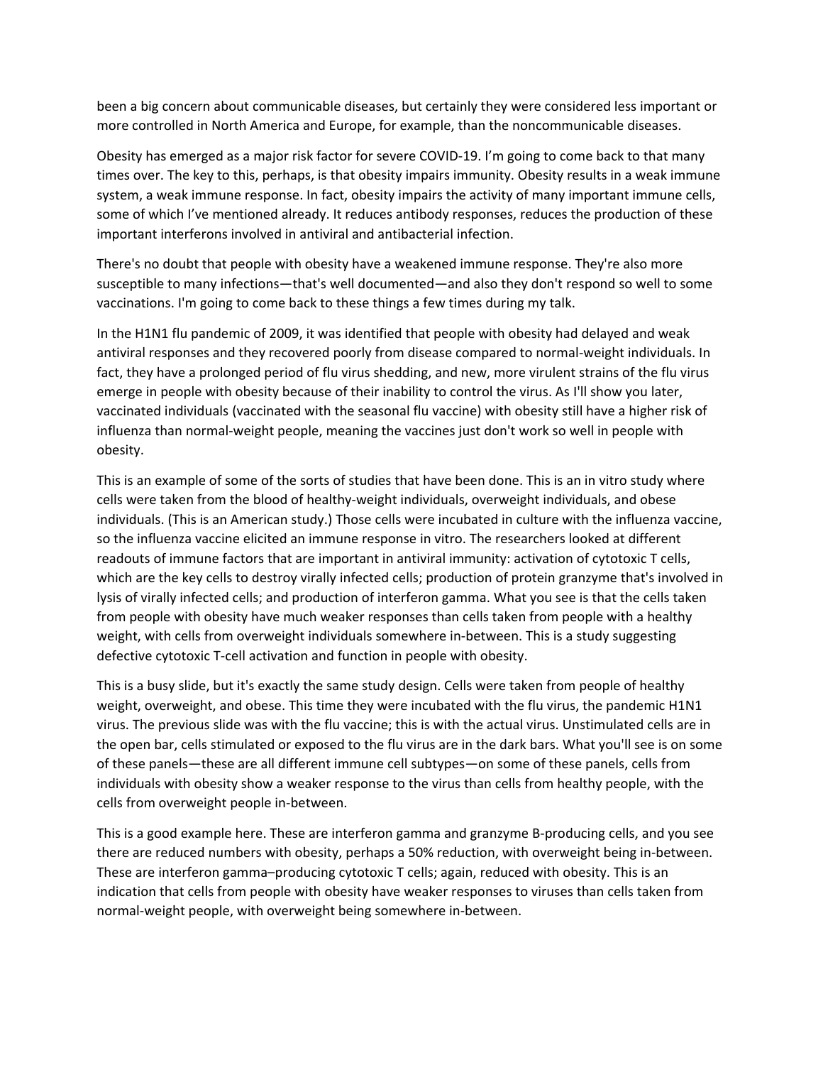been a big concern about communicable diseases, but certainly they were considered less important or more controlled in North America and Europe, for example, than the noncommunicable diseases.

Obesity has emerged as a major risk factor for severe COVID-19. I'm going to come back to that many times over. The key to this, perhaps, is that obesity impairs immunity. Obesity results in a weak immune system, a weak immune response. In fact, obesity impairs the activity of many important immune cells, some of which I've mentioned already. It reduces antibody responses, reduces the production of these important interferons involved in antiviral and antibacterial infection.

There's no doubt that people with obesity have a weakened immune response. They're also more susceptible to many infections—that's well documented—and also they don't respond so well to some vaccinations. I'm going to come back to these things a few times during my talk.

In the H1N1 flu pandemic of 2009, it was identified that people with obesity had delayed and weak antiviral responses and they recovered poorly from disease compared to normal-weight individuals. In fact, they have a prolonged period of flu virus shedding, and new, more virulent strains of the flu virus emerge in people with obesity because of their inability to control the virus. As I'll show you later, vaccinated individuals (vaccinated with the seasonal flu vaccine) with obesity still have a higher risk of influenza than normal-weight people, meaning the vaccines just don't work so well in people with obesity.

This is an example of some of the sorts of studies that have been done. This is an in vitro study where cells were taken from the blood of healthy-weight individuals, overweight individuals, and obese individuals. (This is an American study.) Those cells were incubated in culture with the influenza vaccine, so the influenza vaccine elicited an immune response in vitro. The researchers looked at different readouts of immune factors that are important in antiviral immunity: activation of cytotoxic T cells, which are the key cells to destroy virally infected cells; production of protein granzyme that's involved in lysis of virally infected cells; and production of interferon gamma. What you see is that the cells taken from people with obesity have much weaker responses than cells taken from people with a healthy weight, with cells from overweight individuals somewhere in-between. This is a study suggesting defective cytotoxic T-cell activation and function in people with obesity.

This is a busy slide, but it's exactly the same study design. Cells were taken from people of healthy weight, overweight, and obese. This time they were incubated with the flu virus, the pandemic H1N1 virus. The previous slide was with the flu vaccine; this is with the actual virus. Unstimulated cells are in the open bar, cells stimulated or exposed to the flu virus are in the dark bars. What you'll see is on some of these panels—these are all different immune cell subtypes—on some of these panels, cells from individuals with obesity show a weaker response to the virus than cells from healthy people, with the cells from overweight people in-between.

This is a good example here. These are interferon gamma and granzyme B-producing cells, and you see there are reduced numbers with obesity, perhaps a 50% reduction, with overweight being in-between. These are interferon gamma–producing cytotoxic T cells; again, reduced with obesity. This is an indication that cells from people with obesity have weaker responses to viruses than cells taken from normal-weight people, with overweight being somewhere in-between.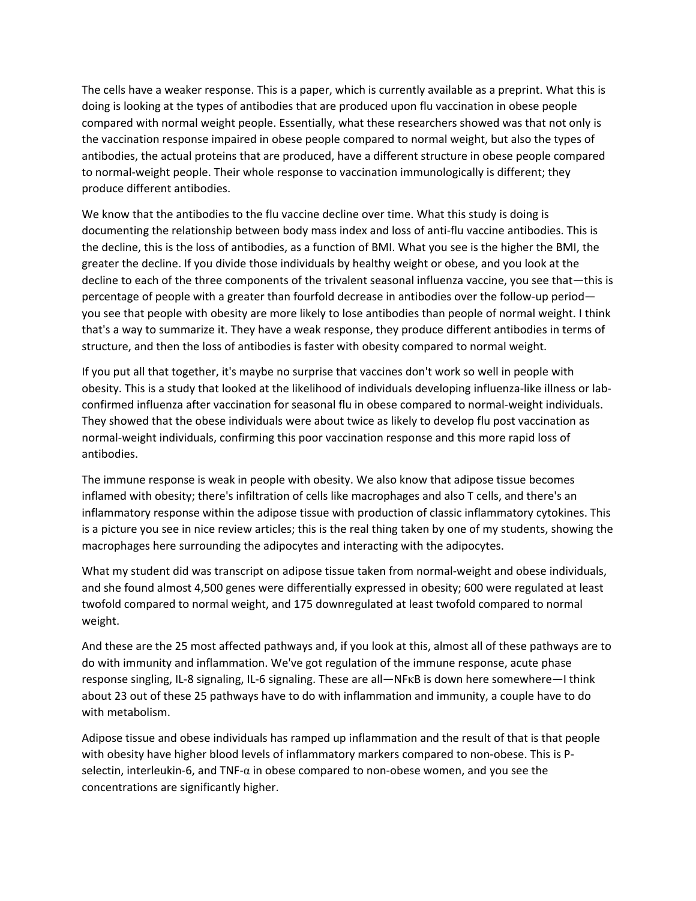The cells have a weaker response. This is a paper, which is currently available as a preprint. What this is doing is looking at the types of antibodies that are produced upon flu vaccination in obese people compared with normal weight people. Essentially, what these researchers showed was that not only is the vaccination response impaired in obese people compared to normal weight, but also the types of antibodies, the actual proteins that are produced, have a different structure in obese people compared to normal-weight people. Their whole response to vaccination immunologically is different; they produce different antibodies.

We know that the antibodies to the flu vaccine decline over time. What this study is doing is documenting the relationship between body mass index and loss of anti-flu vaccine antibodies. This is the decline, this is the loss of antibodies, as a function of BMI. What you see is the higher the BMI, the greater the decline. If you divide those individuals by healthy weight or obese, and you look at the decline to each of the three components of the trivalent seasonal influenza vaccine, you see that—this is percentage of people with a greater than fourfold decrease in antibodies over the follow-up period—you see that people with obesity are more likely to lose antibodies than people of normal weight. I think that's a way to summarize it. They have a weak response, they produce different antibodies in terms of structure, and then the loss of antibodies is faster with obesity compared to normal weight.

If you put all that together, it's maybe no surprise that vaccines don't work so well in people with obesity. This is a study that looked at the likelihood of individuals developing influenza-like illness or lab-confirmed influenza after vaccination for seasonal flu in obese compared to normal-weight individuals. They showed that the obese individuals were about twice as likely to develop flu post vaccination as normal-weight individuals, confirming this poor vaccination response and this more rapid loss of antibodies.

The immune response is weak in people with obesity. We also know that adipose tissue becomes inflamed with obesity; there's infiltration of cells like macrophages and also T cells, and there's an inflammatory response within the adipose tissue with production of classic inflammatory cytokines. This is a picture you see in nice review articles; this is the real thing taken by one of my students, showing the macrophages here surrounding the adipocytes and interacting with the adipocytes.

What my student did was transcript on adipose tissue taken from normal-weight and obese individuals, and she found almost 4,500 genes were differentially expressed in obesity; 600 were regulated at least twofold compared to normal weight, and 175 downregulated at least twofold compared to normal weight.

And these are the 25 most affected pathways and, if you look at this, almost all of these pathways are to do with immunity and inflammation. We've got regulation of the immune response, acute phase response singling, IL-8 signaling, IL-6 signaling. These are all—NFκB is down here somewhere—I think about 23 out of these 25 pathways have to do with inflammation and immunity, a couple have to do with metabolism.

Adipose tissue and obese individuals has ramped up inflammation and the result of that is that people with obesity have higher blood levels of inflammatory markers compared to non-obese. This is P-selectin, interleukin-6, and TNF-α in obese compared to non-obese women, and you see the concentrations are significantly higher.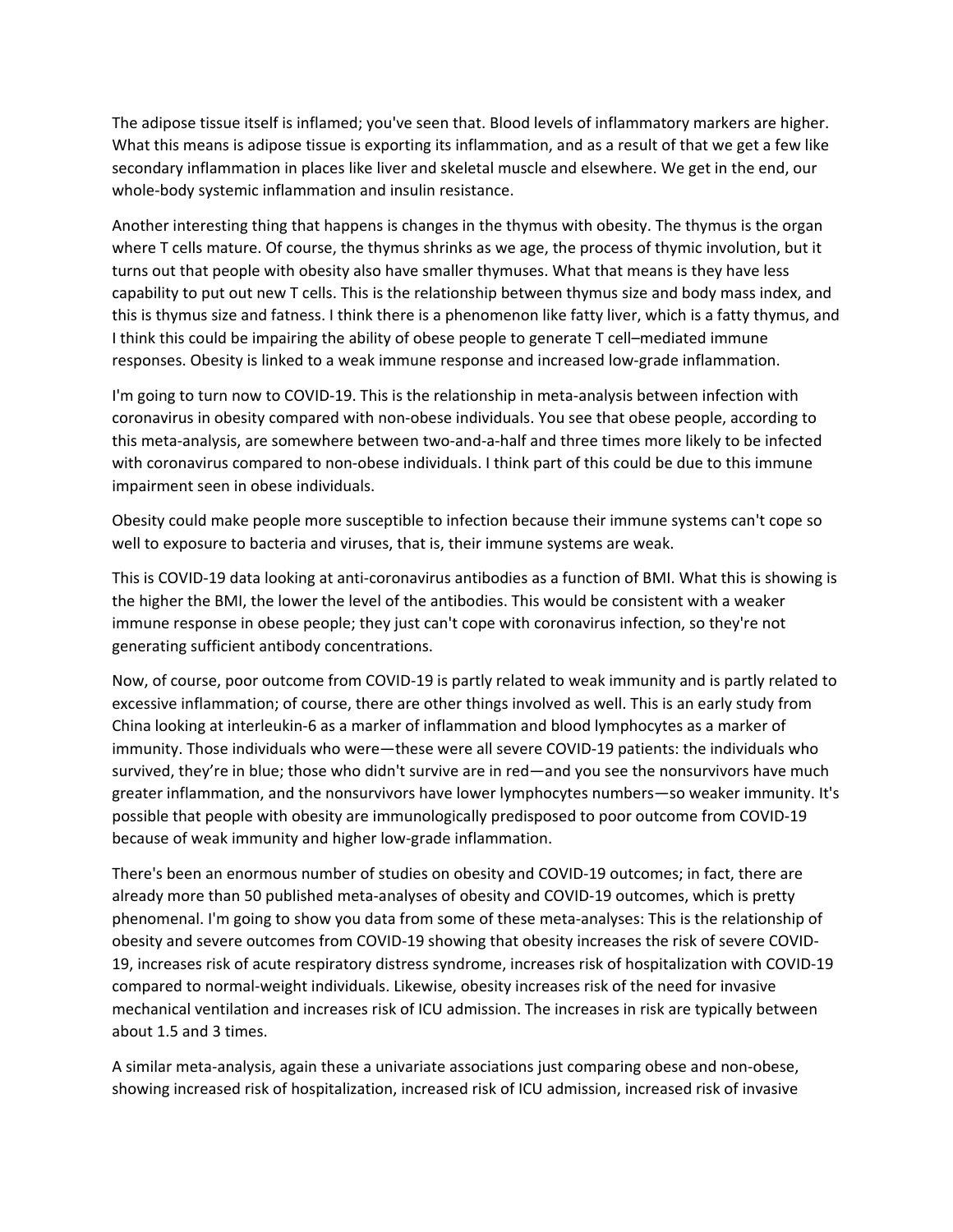The adipose tissue itself is inflamed; you've seen that. Blood levels of inflammatory markers are higher. What this means is adipose tissue is exporting its inflammation, and as a result of that we get a few like secondary inflammation in places like liver and skeletal muscle and elsewhere. We get in the end, our whole-body systemic inflammation and insulin resistance.

Another interesting thing that happens is changes in the thymus with obesity. The thymus is the organ where T cells mature. Of course, the thymus shrinks as we age, the process of thymic involution, but it turns out that people with obesity also have smaller thymuses. What that means is they have less capability to put out new T cells. This is the relationship between thymus size and body mass index, and this is thymus size and fatness. I think there is a phenomenon like fatty liver, which is a fatty thymus, and I think this could be impairing the ability of obese people to generate T cell–mediated immune responses. Obesity is linked to a weak immune response and increased low-grade inflammation.

I'm going to turn now to COVID-19. This is the relationship in meta-analysis between infection with coronavirus in obesity compared with non-obese individuals. You see that obese people, according to this meta-analysis, are somewhere between two-and-a-half and three times more likely to be infected with coronavirus compared to non-obese individuals. I think part of this could be due to this immune impairment seen in obese individuals.

Obesity could make people more susceptible to infection because their immune systems can't cope so well to exposure to bacteria and viruses, that is, their immune systems are weak.

This is COVID-19 data looking at anti-coronavirus antibodies as a function of BMI. What this is showing is the higher the BMI, the lower the level of the antibodies. This would be consistent with a weaker immune response in obese people; they just can't cope with coronavirus infection, so they're not generating sufficient antibody concentrations.

Now, of course, poor outcome from COVID-19 is partly related to weak immunity and is partly related to excessive inflammation; of course, there are other things involved as well. This is an early study from China looking at interleukin-6 as a marker of inflammation and blood lymphocytes as a marker of immunity. Those individuals who were—these were all severe COVID-19 patients: the individuals who survived, they're in blue; those who didn't survive are in red—and you see the nonsurvivors have much greater inflammation, and the nonsurvivors have lower lymphocytes numbers—so weaker immunity. It's possible that people with obesity are immunologically predisposed to poor outcome from COVID-19 because of weak immunity and higher low-grade inflammation.

There's been an enormous number of studies on obesity and COVID-19 outcomes; in fact, there are already more than 50 published meta-analyses of obesity and COVID-19 outcomes, which is pretty phenomenal. I'm going to show you data from some of these meta-analyses: This is the relationship of obesity and severe outcomes from COVID-19 showing that obesity increases the risk of severe COVID-19, increases risk of acute respiratory distress syndrome, increases risk of hospitalization with COVID-19 compared to normal-weight individuals. Likewise, obesity increases risk of the need for invasive mechanical ventilation and increases risk of ICU admission. The increases in risk are typically between about 1.5 and 3 times.

A similar meta-analysis, again these a univariate associations just comparing obese and non-obese, showing increased risk of hospitalization, increased risk of ICU admission, increased risk of invasive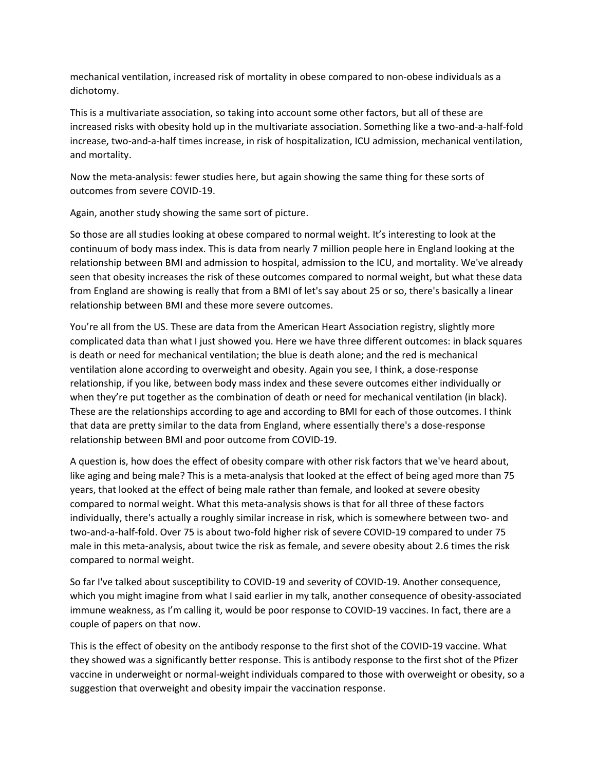mechanical ventilation, increased risk of mortality in obese compared to non-obese individuals as a dichotomy.

This is a multivariate association, so taking into account some other factors, but all of these are increased risks with obesity hold up in the multivariate association. Something like a two-and-a-half-fold increase, two-and-a-half times increase, in risk of hospitalization, ICU admission, mechanical ventilation, and mortality.

Now the meta-analysis: fewer studies here, but again showing the same thing for these sorts of outcomes from severe COVID-19.

Again, another study showing the same sort of picture.

So those are all studies looking at obese compared to normal weight. It's interesting to look at the continuum of body mass index. This is data from nearly 7 million people here in England looking at the relationship between BMI and admission to hospital, admission to the ICU, and mortality. We've already seen that obesity increases the risk of these outcomes compared to normal weight, but what these data from England are showing is really that from a BMI of let's say about 25 or so, there's basically a linear relationship between BMI and these more severe outcomes.

You're all from the US. These are data from the American Heart Association registry, slightly more complicated data than what I just showed you. Here we have three different outcomes: in black squares is death or need for mechanical ventilation; the blue is death alone; and the red is mechanical ventilation alone according to overweight and obesity. Again you see, I think, a dose-response relationship, if you like, between body mass index and these severe outcomes either individually or when they're put together as the combination of death or need for mechanical ventilation (in black). These are the relationships according to age and according to BMI for each of those outcomes. I think that data are pretty similar to the data from England, where essentially there's a dose-response relationship between BMI and poor outcome from COVID-19.

A question is, how does the effect of obesity compare with other risk factors that we've heard about, like aging and being male? This is a meta-analysis that looked at the effect of being aged more than 75 years, that looked at the effect of being male rather than female, and looked at severe obesity compared to normal weight. What this meta-analysis shows is that for all three of these factors individually, there's actually a roughly similar increase in risk, which is somewhere between two- and two-and-a-half-fold. Over 75 is about two-fold higher risk of severe COVID-19 compared to under 75 male in this meta-analysis, about twice the risk as female, and severe obesity about 2.6 times the risk compared to normal weight.

So far I've talked about susceptibility to COVID-19 and severity of COVID-19. Another consequence, which you might imagine from what I said earlier in my talk, another consequence of obesity-associated immune weakness, as I'm calling it, would be poor response to COVID-19 vaccines. In fact, there are a couple of papers on that now.

This is the effect of obesity on the antibody response to the first shot of the COVID-19 vaccine. What they showed was a significantly better response. This is antibody response to the first shot of the Pfizer vaccine in underweight or normal-weight individuals compared to those with overweight or obesity, so a suggestion that overweight and obesity impair the vaccination response.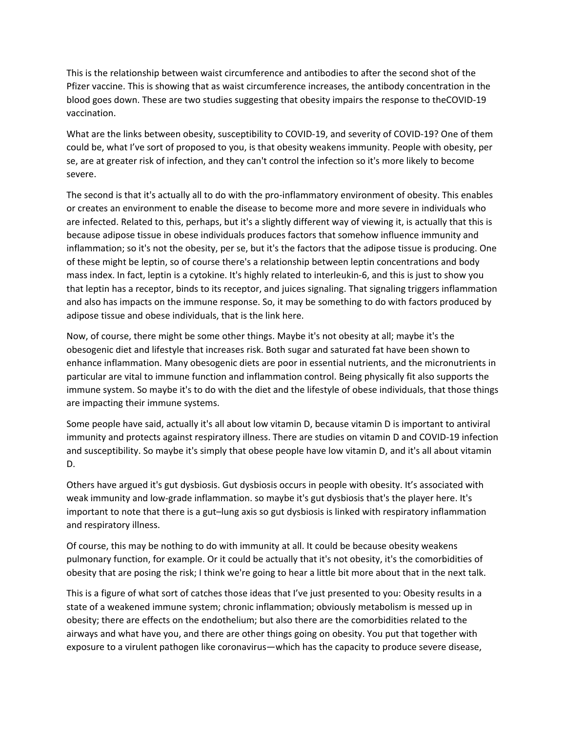This is the relationship between waist circumference and antibodies to after the second shot of the Pfizer vaccine. This is showing that as waist circumference increases, the antibody concentration in the blood goes down. These are two studies suggesting that obesity impairs the response to theCOVID-19 vaccination.

What are the links between obesity, susceptibility to COVID-19, and severity of COVID-19? One of them could be, what I've sort of proposed to you, is that obesity weakens immunity. People with obesity, per se, are at greater risk of infection, and they can't control the infection so it's more likely to become severe.

The second is that it's actually all to do with the pro-inflammatory environment of obesity. This enables or creates an environment to enable the disease to become more and more severe in individuals who are infected. Related to this, perhaps, but it's a slightly different way of viewing it, is actually that this is because adipose tissue in obese individuals produces factors that somehow influence immunity and inflammation; so it's not the obesity, per se, but it's the factors that the adipose tissue is producing. One of these might be leptin, so of course there's a relationship between leptin concentrations and body mass index. In fact, leptin is a cytokine. It's highly related to interleukin-6, and this is just to show you that leptin has a receptor, binds to its receptor, and juices signaling. That signaling triggers inflammation and also has impacts on the immune response. So, it may be something to do with factors produced by adipose tissue and obese individuals, that is the link here.

Now, of course, there might be some other things. Maybe it's not obesity at all; maybe it's the obesogenic diet and lifestyle that increases risk. Both sugar and saturated fat have been shown to enhance inflammation. Many obesogenic diets are poor in essential nutrients, and the micronutrients in particular are vital to immune function and inflammation control. Being physically fit also supports the immune system. So maybe it's to do with the diet and the lifestyle of obese individuals, that those things are impacting their immune systems.

Some people have said, actually it's all about low vitamin D, because vitamin D is important to antiviral immunity and protects against respiratory illness. There are studies on vitamin D and COVID-19 infection and susceptibility. So maybe it's simply that obese people have low vitamin D, and it's all about vitamin D.

Others have argued it's gut dysbiosis. Gut dysbiosis occurs in people with obesity. It's associated with weak immunity and low-grade inflammation. so maybe it's gut dysbiosis that's the player here. It's important to note that there is a gut–lung axis so gut dysbiosis is linked with respiratory inflammation and respiratory illness.

Of course, this may be nothing to do with immunity at all. It could be because obesity weakens pulmonary function, for example. Or it could be actually that it's not obesity, it's the comorbidities of obesity that are posing the risk; I think we're going to hear a little bit more about that in the next talk.

This is a figure of what sort of catches those ideas that I've just presented to you: Obesity results in a state of a weakened immune system; chronic inflammation; obviously metabolism is messed up in obesity; there are effects on the endothelium; but also there are the comorbidities related to the airways and what have you, and there are other things going on obesity. You put that together with exposure to a virulent pathogen like coronavirus—which has the capacity to produce severe disease,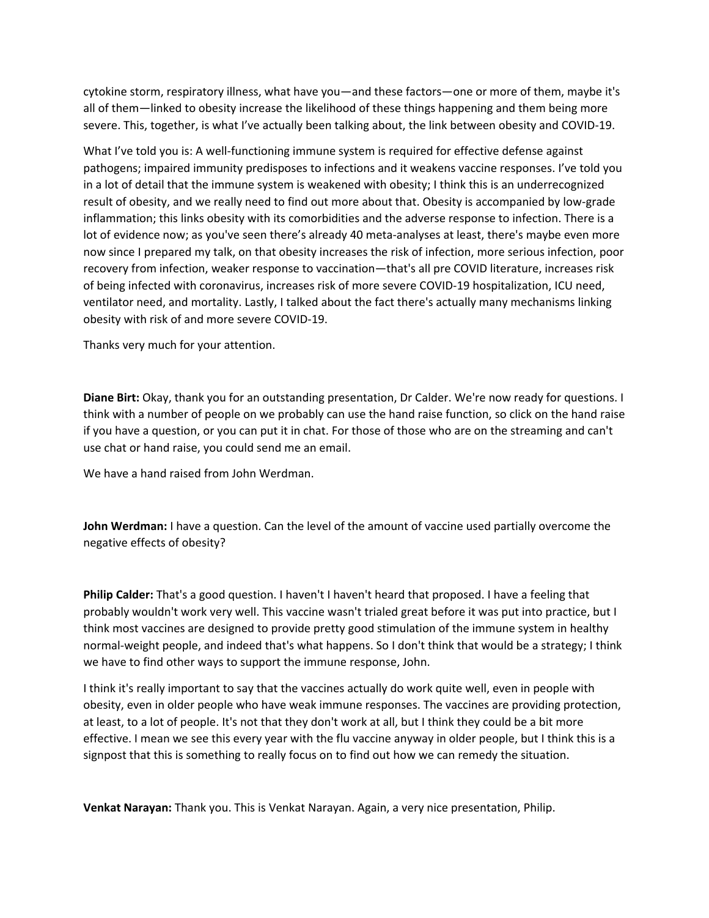cytokine storm, respiratory illness, what have you—and these factors—one or more of them, maybe it's all of them—linked to obesity increase the likelihood of these things happening and them being more severe. This, together, is what I've actually been talking about, the link between obesity and COVID-19.

What I've told you is: A well-functioning immune system is required for effective defense against pathogens; impaired immunity predisposes to infections and it weakens vaccine responses. I've told you in a lot of detail that the immune system is weakened with obesity; I think this is an underrecognized result of obesity, and we really need to find out more about that. Obesity is accompanied by low-grade inflammation; this links obesity with its comorbidities and the adverse response to infection. There is a lot of evidence now; as you've seen there's already 40 meta-analyses at least, there's maybe even more now since I prepared my talk, on that obesity increases the risk of infection, more serious infection, poor recovery from infection, weaker response to vaccination—that's all pre COVID literature, increases risk of being infected with coronavirus, increases risk of more severe COVID-19 hospitalization, ICU need, ventilator need, and mortality. Lastly, I talked about the fact there's actually many mechanisms linking obesity with risk of and more severe COVID-19.

Thanks very much for your attention.

**Diane Birt:** Okay, thank you for an outstanding presentation, Dr Calder. We're now ready for questions. I think with a number of people on we probably can use the hand raise function, so click on the hand raise if you have a question, or you can put it in chat. For those of those who are on the streaming and can't use chat or hand raise, you could send me an email.

We have a hand raised from John Werdman.

**John Werdman:** I have a question. Can the level of the amount of vaccine used partially overcome the negative effects of obesity?

**Philip Calder:** That's a good question. I haven't I haven't heard that proposed. I have a feeling that probably wouldn't work very well. This vaccine wasn't trialed great before it was put into practice, but I think most vaccines are designed to provide pretty good stimulation of the immune system in healthy normal-weight people, and indeed that's what happens. So I don't think that would be a strategy; I think we have to find other ways to support the immune response, John.

I think it's really important to say that the vaccines actually do work quite well, even in people with obesity, even in older people who have weak immune responses. The vaccines are providing protection, at least, to a lot of people. It's not that they don't work at all, but I think they could be a bit more effective. I mean we see this every year with the flu vaccine anyway in older people, but I think this is a signpost that this is something to really focus on to find out how we can remedy the situation.

**Venkat Narayan:** Thank you. This is Venkat Narayan. Again, a very nice presentation, Philip.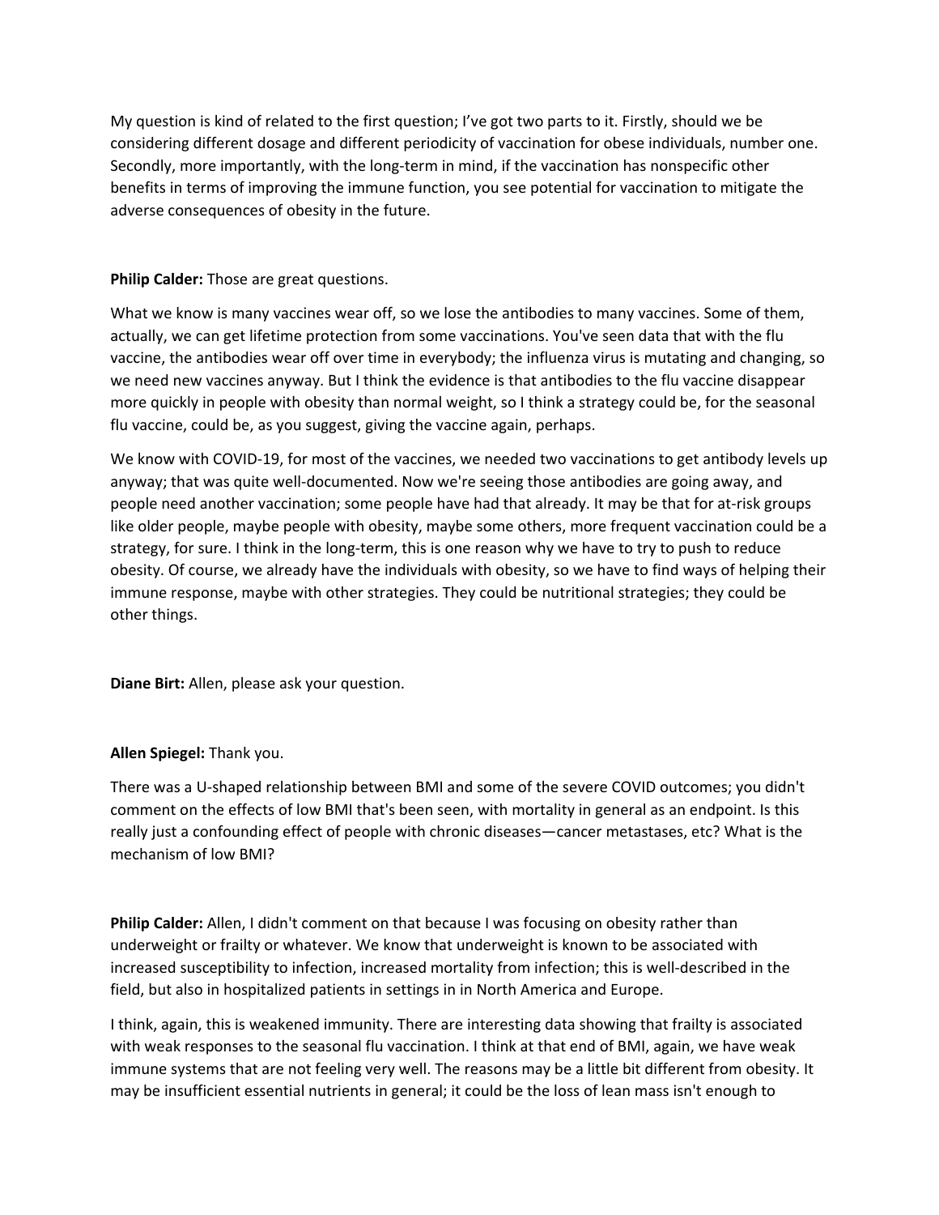My question is kind of related to the first question; I've got two parts to it. Firstly, should we be considering different dosage and different periodicity of vaccination for obese individuals, number one. Secondly, more importantly, with the long-term in mind, if the vaccination has nonspecific other benefits in terms of improving the immune function, you see potential for vaccination to mitigate the adverse consequences of obesity in the future.

**Philip Calder:** Those are great questions.

What we know is many vaccines wear off, so we lose the antibodies to many vaccines. Some of them, actually, we can get lifetime protection from some vaccinations. You've seen data that with the flu vaccine, the antibodies wear off over time in everybody; the influenza virus is mutating and changing, so we need new vaccines anyway. But I think the evidence is that antibodies to the flu vaccine disappear more quickly in people with obesity than normal weight, so I think a strategy could be, for the seasonal flu vaccine, could be, as you suggest, giving the vaccine again, perhaps.

We know with COVID-19, for most of the vaccines, we needed two vaccinations to get antibody levels up anyway; that was quite well-documented. Now we're seeing those antibodies are going away, and people need another vaccination; some people have had that already. It may be that for at-risk groups like older people, maybe people with obesity, maybe some others, more frequent vaccination could be a strategy, for sure. I think in the long-term, this is one reason why we have to try to push to reduce obesity. Of course, we already have the individuals with obesity, so we have to find ways of helping their immune response, maybe with other strategies. They could be nutritional strategies; they could be other things.

**Diane Birt:** Allen, please ask your question.

**Allen Spiegel:** Thank you.

There was a U-shaped relationship between BMI and some of the severe COVID outcomes; you didn't comment on the effects of low BMI that's been seen, with mortality in general as an endpoint. Is this really just a confounding effect of people with chronic diseases—cancer metastases, etc? What is the mechanism of low BMI?

**Philip Calder:** Allen, I didn't comment on that because I was focusing on obesity rather than underweight or frailty or whatever. We know that underweight is known to be associated with increased susceptibility to infection, increased mortality from infection; this is well-described in the field, but also in hospitalized patients in settings in in North America and Europe.

I think, again, this is weakened immunity. There are interesting data showing that frailty is associated with weak responses to the seasonal flu vaccination. I think at that end of BMI, again, we have weak immune systems that are not feeling very well. The reasons may be a little bit different from obesity. It may be insufficient essential nutrients in general; it could be the loss of lean mass isn't enough to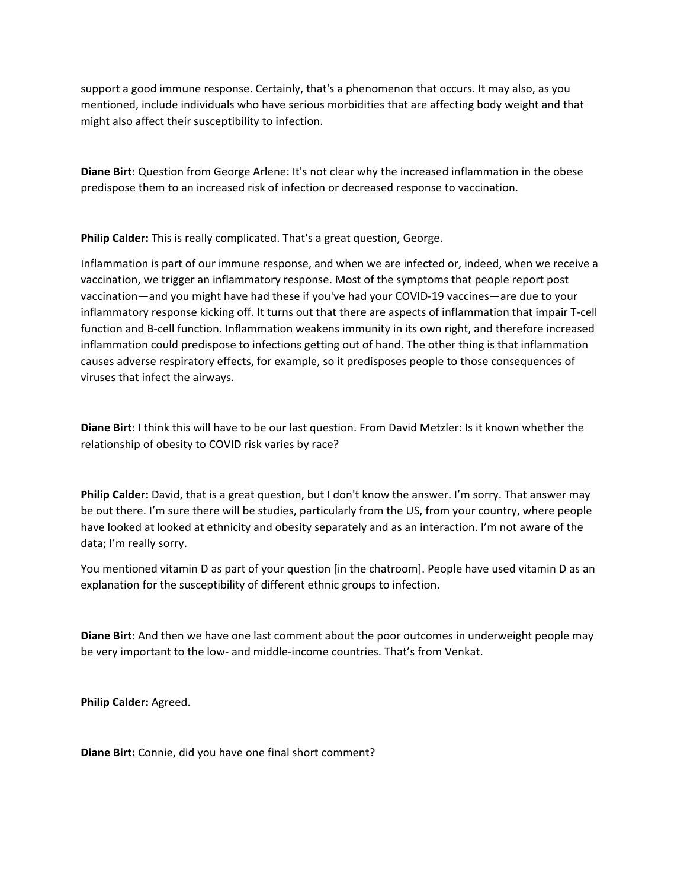support a good immune response. Certainly, that's a phenomenon that occurs. It may also, as you mentioned, include individuals who have serious morbidities that are affecting body weight and that might also affect their susceptibility to infection.

**Diane Birt:** Question from George Arlene: It's not clear why the increased inflammation in the obese predispose them to an increased risk of infection or decreased response to vaccination.

**Philip Calder:** This is really complicated. That's a great question, George.

Inflammation is part of our immune response, and when we are infected or, indeed, when we receive a vaccination, we trigger an inflammatory response. Most of the symptoms that people report post vaccination—and you might have had these if you've had your COVID-19 vaccines—are due to your inflammatory response kicking off. It turns out that there are aspects of inflammation that impair T-cell function and B-cell function. Inflammation weakens immunity in its own right, and therefore increased inflammation could predispose to infections getting out of hand. The other thing is that inflammation causes adverse respiratory effects, for example, so it predisposes people to those consequences of viruses that infect the airways.

**Diane Birt:** I think this will have to be our last question. From David Metzler: Is it known whether the relationship of obesity to COVID risk varies by race?

**Philip Calder:** David, that is a great question, but I don't know the answer. I'm sorry. That answer may be out there. I'm sure there will be studies, particularly from the US, from your country, where people have looked at looked at ethnicity and obesity separately and as an interaction. I'm not aware of the data; I'm really sorry.

You mentioned vitamin D as part of your question [in the chatroom]. People have used vitamin D as an explanation for the susceptibility of different ethnic groups to infection.

**Diane Birt:** And then we have one last comment about the poor outcomes in underweight people may be very important to the low- and middle-income countries. That's from Venkat.

**Philip Calder:** Agreed.

**Diane Birt:** Connie, did you have one final short comment?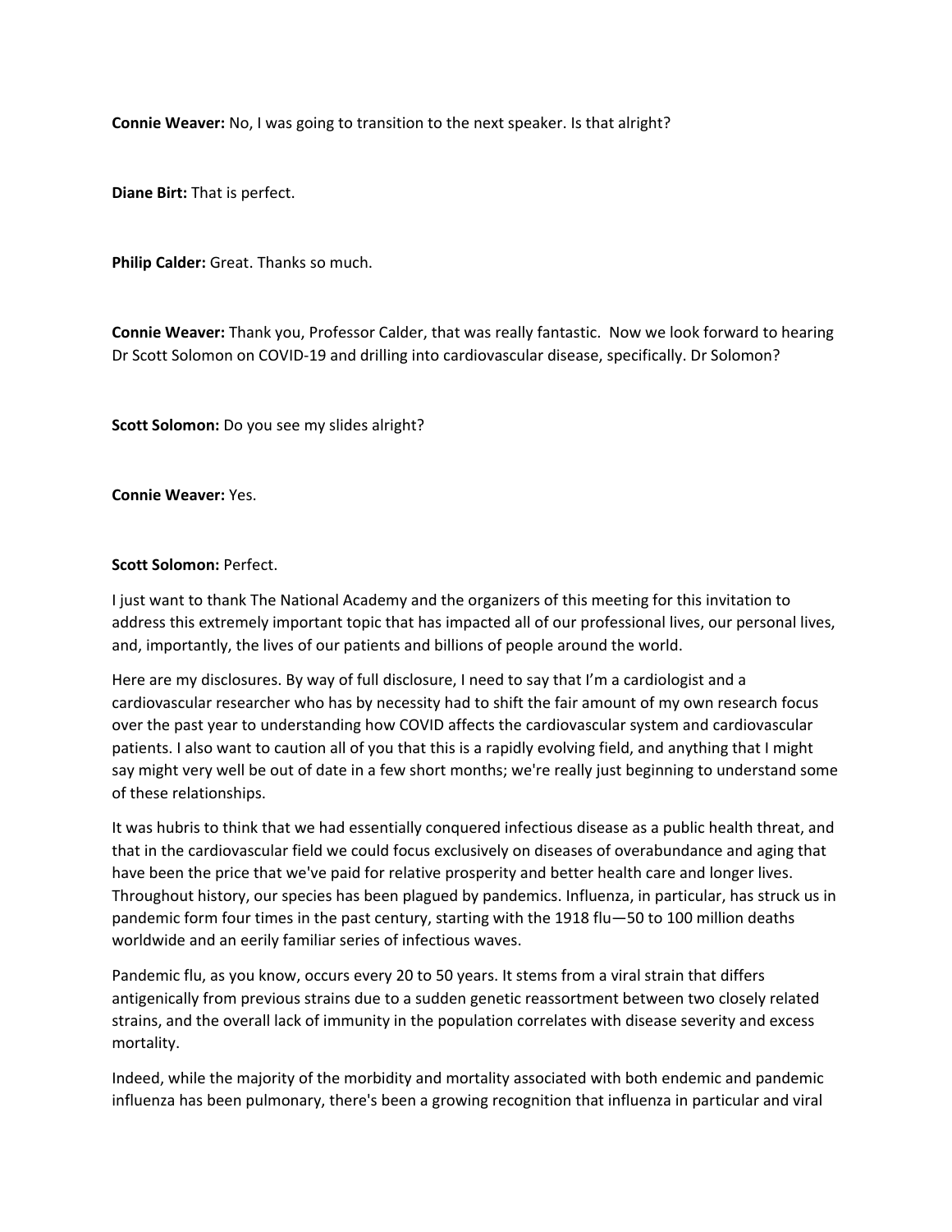**Connie Weaver:** No, I was going to transition to the next speaker. Is that alright?

**Diane Birt:** That is perfect.

**Philip Calder:** Great. Thanks so much.

**Connie Weaver:** Thank you, Professor Calder, that was really fantastic. Now we look forward to hearing Dr Scott Solomon on COVID-19 and drilling into cardiovascular disease, specifically. Dr Solomon?

**Scott Solomon:** Do you see my slides alright?

**Connie Weaver:** Yes.

**Scott Solomon:** Perfect.

I just want to thank The National Academy and the organizers of this meeting for this invitation to address this extremely important topic that has impacted all of our professional lives, our personal lives, and, importantly, the lives of our patients and billions of people around the world.

Here are my disclosures. By way of full disclosure, I need to say that I'm a cardiologist and a cardiovascular researcher who has by necessity had to shift the fair amount of my own research focus over the past year to understanding how COVID affects the cardiovascular system and cardiovascular patients. I also want to caution all of you that this is a rapidly evolving field, and anything that I might say might very well be out of date in a few short months; we're really just beginning to understand some of these relationships.

It was hubris to think that we had essentially conquered infectious disease as a public health threat, and that in the cardiovascular field we could focus exclusively on diseases of overabundance and aging that have been the price that we've paid for relative prosperity and better health care and longer lives. Throughout history, our species has been plagued by pandemics. Influenza, in particular, has struck us in pandemic form four times in the past century, starting with the 1918 flu—50 to 100 million deaths worldwide and an eerily familiar series of infectious waves.

Pandemic flu, as you know, occurs every 20 to 50 years. It stems from a viral strain that differs antigenically from previous strains due to a sudden genetic reassortment between two closely related strains, and the overall lack of immunity in the population correlates with disease severity and excess mortality.

Indeed, while the majority of the morbidity and mortality associated with both endemic and pandemic influenza has been pulmonary, there's been a growing recognition that influenza in particular and viral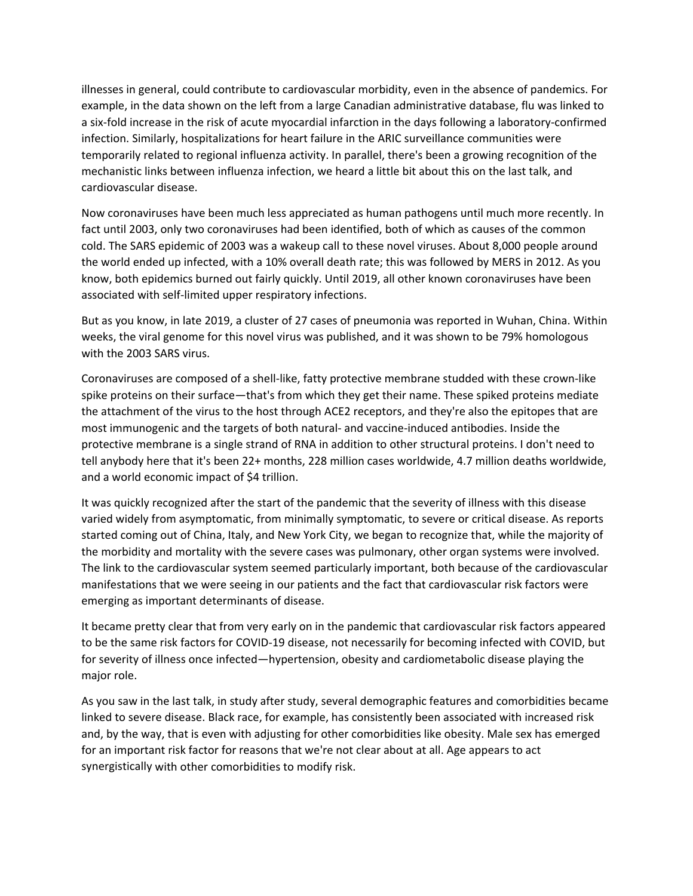illnesses in general, could contribute to cardiovascular morbidity, even in the absence of pandemics. For example, in the data shown on the left from a large Canadian administrative database, flu was linked to a six-fold increase in the risk of acute myocardial infarction in the days following a laboratory-confirmed infection. Similarly, hospitalizations for heart failure in the ARIC surveillance communities were temporarily related to regional influenza activity. In parallel, there's been a growing recognition of the mechanistic links between influenza infection, we heard a little bit about this on the last talk, and cardiovascular disease.

Now coronaviruses have been much less appreciated as human pathogens until much more recently. In fact until 2003, only two coronaviruses had been identified, both of which as causes of the common cold. The SARS epidemic of 2003 was a wakeup call to these novel viruses. About 8,000 people around the world ended up infected, with a 10% overall death rate; this was followed by MERS in 2012. As you know, both epidemics burned out fairly quickly. Until 2019, all other known coronaviruses have been associated with self-limited upper respiratory infections.

But as you know, in late 2019, a cluster of 27 cases of pneumonia was reported in Wuhan, China. Within weeks, the viral genome for this novel virus was published, and it was shown to be 79% homologous with the 2003 SARS virus.

Coronaviruses are composed of a shell-like, fatty protective membrane studded with these crown-like spike proteins on their surface—that's from which they get their name. These spiked proteins mediate the attachment of the virus to the host through ACE2 receptors, and they're also the epitopes that are most immunogenic and the targets of both natural- and vaccine-induced antibodies. Inside the protective membrane is a single strand of RNA in addition to other structural proteins. I don't need to tell anybody here that it's been 22+ months, 228 million cases worldwide, 4.7 million deaths worldwide, and a world economic impact of $4 trillion.

It was quickly recognized after the start of the pandemic that the severity of illness with this disease varied widely from asymptomatic, from minimally symptomatic, to severe or critical disease. As reports started coming out of China, Italy, and New York City, we began to recognize that, while the majority of the morbidity and mortality with the severe cases was pulmonary, other organ systems were involved. The link to the cardiovascular system seemed particularly important, both because of the cardiovascular manifestations that we were seeing in our patients and the fact that cardiovascular risk factors were emerging as important determinants of disease.

It became pretty clear that from very early on in the pandemic that cardiovascular risk factors appeared to be the same risk factors for COVID-19 disease, not necessarily for becoming infected with COVID, but for severity of illness once infected—hypertension, obesity and cardiometabolic disease playing the major role.

As you saw in the last talk, in study after study, several demographic features and comorbidities became linked to severe disease. Black race, for example, has consistently been associated with increased risk and, by the way, that is even with adjusting for other comorbidities like obesity. Male sex has emerged for an important risk factor for reasons that we're not clear about at all. Age appears to act synergistically with other comorbidities to modify risk.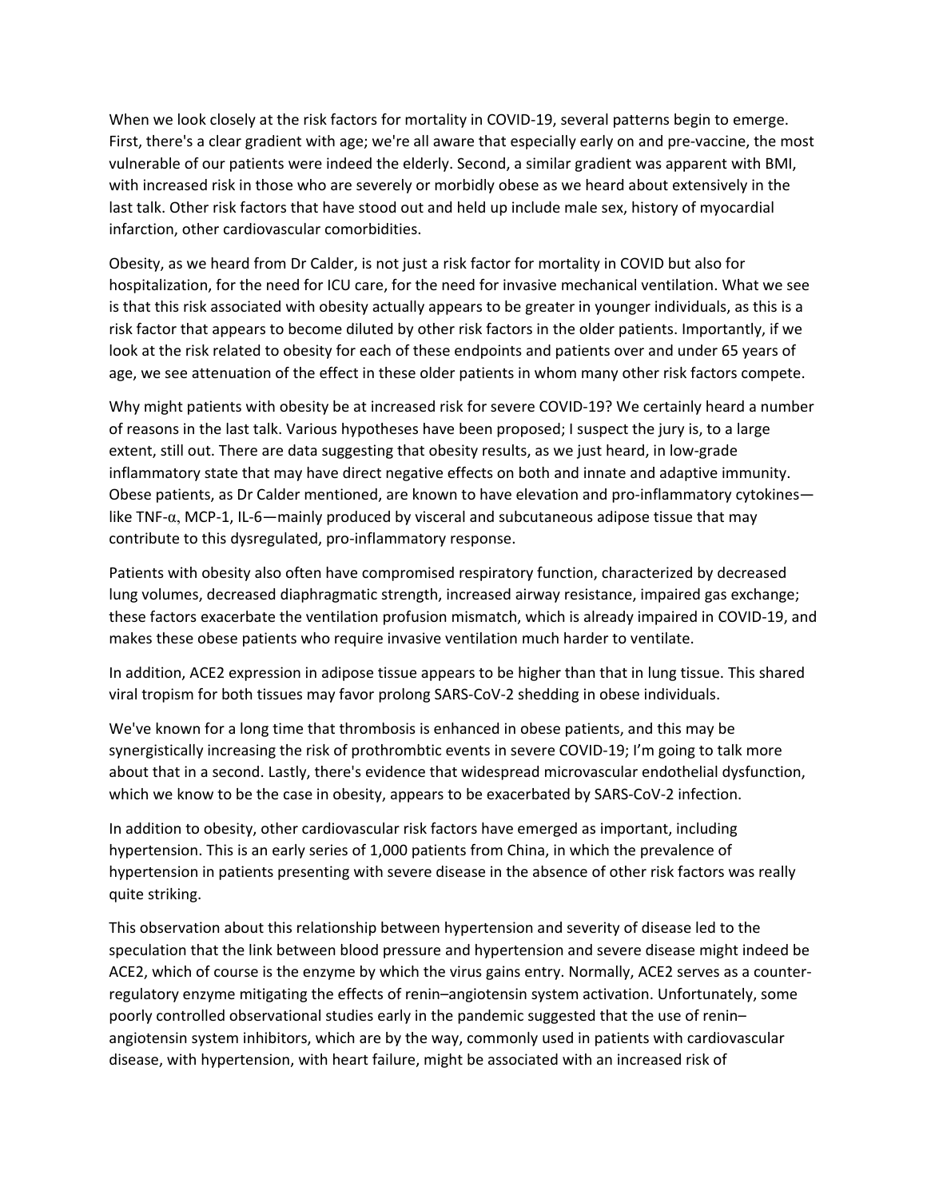When we look closely at the risk factors for mortality in COVID-19, several patterns begin to emerge. First, there's a clear gradient with age; we're all aware that especially early on and pre-vaccine, the most vulnerable of our patients were indeed the elderly. Second, a similar gradient was apparent with BMI, with increased risk in those who are severely or morbidly obese as we heard about extensively in the last talk. Other risk factors that have stood out and held up include male sex, history of myocardial infarction, other cardiovascular comorbidities.

Obesity, as we heard from Dr Calder, is not just a risk factor for mortality in COVID but also for hospitalization, for the need for ICU care, for the need for invasive mechanical ventilation. What we see is that this risk associated with obesity actually appears to be greater in younger individuals, as this is a risk factor that appears to become diluted by other risk factors in the older patients. Importantly, if we look at the risk related to obesity for each of these endpoints and patients over and under 65 years of age, we see attenuation of the effect in these older patients in whom many other risk factors compete.

Why might patients with obesity be at increased risk for severe COVID-19? We certainly heard a number of reasons in the last talk. Various hypotheses have been proposed; I suspect the jury is, to a large extent, still out. There are data suggesting that obesity results, as we just heard, in low-grade inflammatory state that may have direct negative effects on both and innate and adaptive immunity. Obese patients, as Dr Calder mentioned, are known to have elevation and pro-inflammatory cytokines—like TNF-α, MCP-1, IL-6—mainly produced by visceral and subcutaneous adipose tissue that may contribute to this dysregulated, pro-inflammatory response.

Patients with obesity also often have compromised respiratory function, characterized by decreased lung volumes, decreased diaphragmatic strength, increased airway resistance, impaired gas exchange; these factors exacerbate the ventilation profusion mismatch, which is already impaired in COVID-19, and makes these obese patients who require invasive ventilation much harder to ventilate.

In addition, ACE2 expression in adipose tissue appears to be higher than that in lung tissue. This shared viral tropism for both tissues may favor prolong SARS-CoV-2 shedding in obese individuals.

We've known for a long time that thrombosis is enhanced in obese patients, and this may be synergistically increasing the risk of prothrombtic events in severe COVID-19; I'm going to talk more about that in a second. Lastly, there's evidence that widespread microvascular endothelial dysfunction, which we know to be the case in obesity, appears to be exacerbated by SARS-CoV-2 infection.

In addition to obesity, other cardiovascular risk factors have emerged as important, including hypertension. This is an early series of 1,000 patients from China, in which the prevalence of hypertension in patients presenting with severe disease in the absence of other risk factors was really quite striking.

This observation about this relationship between hypertension and severity of disease led to the speculation that the link between blood pressure and hypertension and severe disease might indeed be ACE2, which of course is the enzyme by which the virus gains entry. Normally, ACE2 serves as a counter-regulatory enzyme mitigating the effects of renin–angiotensin system activation. Unfortunately, some poorly controlled observational studies early in the pandemic suggested that the use of renin–angiotensin system inhibitors, which are by the way, commonly used in patients with cardiovascular disease, with hypertension, with heart failure, might be associated with an increased risk of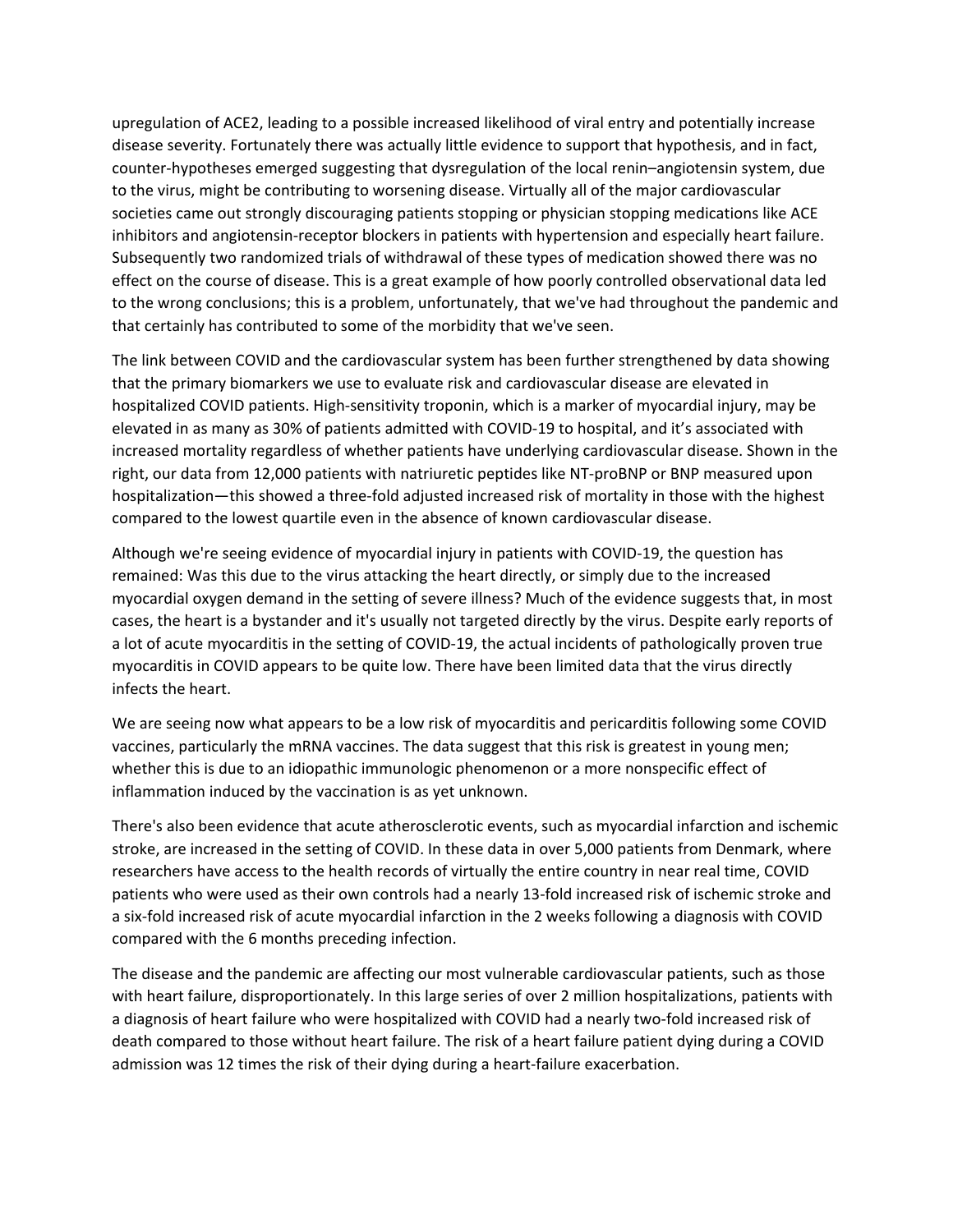upregulation of ACE2, leading to a possible increased likelihood of viral entry and potentially increase disease severity. Fortunately there was actually little evidence to support that hypothesis, and in fact, counter-hypotheses emerged suggesting that dysregulation of the local renin–angiotensin system, due to the virus, might be contributing to worsening disease. Virtually all of the major cardiovascular societies came out strongly discouraging patients stopping or physician stopping medications like ACE inhibitors and angiotensin-receptor blockers in patients with hypertension and especially heart failure. Subsequently two randomized trials of withdrawal of these types of medication showed there was no effect on the course of disease. This is a great example of how poorly controlled observational data led to the wrong conclusions; this is a problem, unfortunately, that we've had throughout the pandemic and that certainly has contributed to some of the morbidity that we've seen.

The link between COVID and the cardiovascular system has been further strengthened by data showing that the primary biomarkers we use to evaluate risk and cardiovascular disease are elevated in hospitalized COVID patients. High-sensitivity troponin, which is a marker of myocardial injury, may be elevated in as many as 30% of patients admitted with COVID-19 to hospital, and it's associated with increased mortality regardless of whether patients have underlying cardiovascular disease. Shown in the right, our data from 12,000 patients with natriuretic peptides like NT-proBNP or BNP measured upon hospitalization—this showed a three-fold adjusted increased risk of mortality in those with the highest compared to the lowest quartile even in the absence of known cardiovascular disease.

Although we're seeing evidence of myocardial injury in patients with COVID-19, the question has remained: Was this due to the virus attacking the heart directly, or simply due to the increased myocardial oxygen demand in the setting of severe illness? Much of the evidence suggests that, in most cases, the heart is a bystander and it's usually not targeted directly by the virus. Despite early reports of a lot of acute myocarditis in the setting of COVID-19, the actual incidents of pathologically proven true myocarditis in COVID appears to be quite low. There have been limited data that the virus directly infects the heart.

We are seeing now what appears to be a low risk of myocarditis and pericarditis following some COVID vaccines, particularly the mRNA vaccines. The data suggest that this risk is greatest in young men; whether this is due to an idiopathic immunologic phenomenon or a more nonspecific effect of inflammation induced by the vaccination is as yet unknown.

There's also been evidence that acute atherosclerotic events, such as myocardial infarction and ischemic stroke, are increased in the setting of COVID. In these data in over 5,000 patients from Denmark, where researchers have access to the health records of virtually the entire country in near real time, COVID patients who were used as their own controls had a nearly 13-fold increased risk of ischemic stroke and a six-fold increased risk of acute myocardial infarction in the 2 weeks following a diagnosis with COVID compared with the 6 months preceding infection.

The disease and the pandemic are affecting our most vulnerable cardiovascular patients, such as those with heart failure, disproportionately. In this large series of over 2 million hospitalizations, patients with a diagnosis of heart failure who were hospitalized with COVID had a nearly two-fold increased risk of death compared to those without heart failure. The risk of a heart failure patient dying during a COVID admission was 12 times the risk of their dying during a heart-failure exacerbation.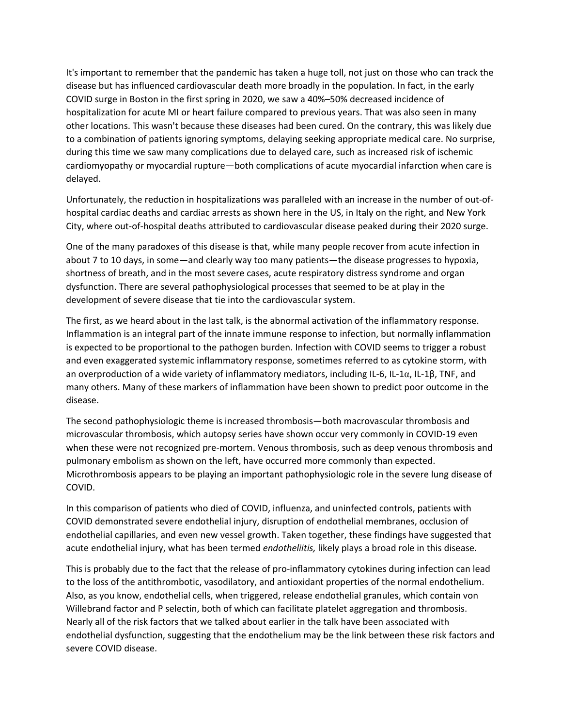It's important to remember that the pandemic has taken a huge toll, not just on those who can track the disease but has influenced cardiovascular death more broadly in the population. In fact, in the early COVID surge in Boston in the first spring in 2020, we saw a 40%–50% decreased incidence of hospitalization for acute MI or heart failure compared to previous years. That was also seen in many other locations. This wasn't because these diseases had been cured. On the contrary, this was likely due to a combination of patients ignoring symptoms, delaying seeking appropriate medical care. No surprise, during this time we saw many complications due to delayed care, such as increased risk of ischemic cardiomyopathy or myocardial rupture—both complications of acute myocardial infarction when care is delayed.

Unfortunately, the reduction in hospitalizations was paralleled with an increase in the number of out-of-hospital cardiac deaths and cardiac arrests as shown here in the US, in Italy on the right, and New York City, where out-of-hospital deaths attributed to cardiovascular disease peaked during their 2020 surge.

One of the many paradoxes of this disease is that, while many people recover from acute infection in about 7 to 10 days, in some—and clearly way too many patients—the disease progresses to hypoxia, shortness of breath, and in the most severe cases, acute respiratory distress syndrome and organ dysfunction. There are several pathophysiological processes that seemed to be at play in the development of severe disease that tie into the cardiovascular system.

The first, as we heard about in the last talk, is the abnormal activation of the inflammatory response. Inflammation is an integral part of the innate immune response to infection, but normally inflammation is expected to be proportional to the pathogen burden. Infection with COVID seems to trigger a robust and even exaggerated systemic inflammatory response, sometimes referred to as cytokine storm, with an overproduction of a wide variety of inflammatory mediators, including IL-6, IL-1α, IL-1β, TNF, and many others. Many of these markers of inflammation have been shown to predict poor outcome in the disease.

The second pathophysiologic theme is increased thrombosis—both macrovascular thrombosis and microvascular thrombosis, which autopsy series have shown occur very commonly in COVID-19 even when these were not recognized pre-mortem. Venous thrombosis, such as deep venous thrombosis and pulmonary embolism as shown on the left, have occurred more commonly than expected. Microthrombosis appears to be playing an important pathophysiologic role in the severe lung disease of COVID.

In this comparison of patients who died of COVID, influenza, and uninfected controls, patients with COVID demonstrated severe endothelial injury, disruption of endothelial membranes, occlusion of endothelial capillaries, and even new vessel growth. Taken together, these findings have suggested that acute endothelial injury, what has been termed *endotheliitis,* likely plays a broad role in this disease.

This is probably due to the fact that the release of pro-inflammatory cytokines during infection can lead to the loss of the antithrombotic, vasodilatory, and antioxidant properties of the normal endothelium. Also, as you know, endothelial cells, when triggered, release endothelial granules, which contain von Willebrand factor and P selectin, both of which can facilitate platelet aggregation and thrombosis. Nearly all of the risk factors that we talked about earlier in the talk have been associated with endothelial dysfunction, suggesting that the endothelium may be the link between these risk factors and severe COVID disease.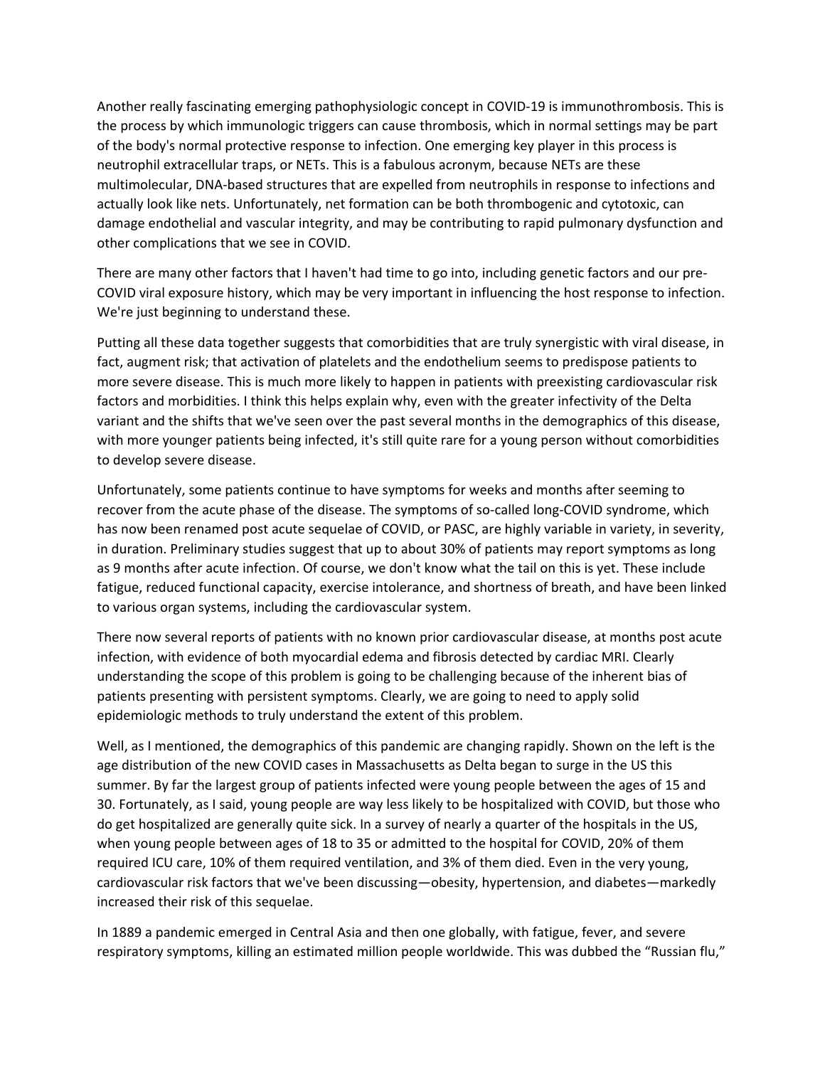Another really fascinating emerging pathophysiologic concept in COVID-19 is immunothrombosis. This is the process by which immunologic triggers can cause thrombosis, which in normal settings may be part of the body's normal protective response to infection. One emerging key player in this process is neutrophil extracellular traps, or NETs. This is a fabulous acronym, because NETs are these multimolecular, DNA-based structures that are expelled from neutrophils in response to infections and actually look like nets. Unfortunately, net formation can be both thrombogenic and cytotoxic, can damage endothelial and vascular integrity, and may be contributing to rapid pulmonary dysfunction and other complications that we see in COVID.

There are many other factors that I haven't had time to go into, including genetic factors and our pre-COVID viral exposure history, which may be very important in influencing the host response to infection. We're just beginning to understand these.

Putting all these data together suggests that comorbidities that are truly synergistic with viral disease, in fact, augment risk; that activation of platelets and the endothelium seems to predispose patients to more severe disease. This is much more likely to happen in patients with preexisting cardiovascular risk factors and morbidities. I think this helps explain why, even with the greater infectivity of the Delta variant and the shifts that we've seen over the past several months in the demographics of this disease, with more younger patients being infected, it's still quite rare for a young person without comorbidities to develop severe disease.

Unfortunately, some patients continue to have symptoms for weeks and months after seeming to recover from the acute phase of the disease. The symptoms of so-called long-COVID syndrome, which has now been renamed post acute sequelae of COVID, or PASC, are highly variable in variety, in severity, in duration. Preliminary studies suggest that up to about 30% of patients may report symptoms as long as 9 months after acute infection. Of course, we don't know what the tail on this is yet. These include fatigue, reduced functional capacity, exercise intolerance, and shortness of breath, and have been linked to various organ systems, including the cardiovascular system.

There now several reports of patients with no known prior cardiovascular disease, at months post acute infection, with evidence of both myocardial edema and fibrosis detected by cardiac MRI. Clearly understanding the scope of this problem is going to be challenging because of the inherent bias of patients presenting with persistent symptoms. Clearly, we are going to need to apply solid epidemiologic methods to truly understand the extent of this problem.

Well, as I mentioned, the demographics of this pandemic are changing rapidly. Shown on the left is the age distribution of the new COVID cases in Massachusetts as Delta began to surge in the US this summer. By far the largest group of patients infected were young people between the ages of 15 and 30. Fortunately, as I said, young people are way less likely to be hospitalized with COVID, but those who do get hospitalized are generally quite sick. In a survey of nearly a quarter of the hospitals in the US, when young people between ages of 18 to 35 or admitted to the hospital for COVID, 20% of them required ICU care, 10% of them required ventilation, and 3% of them died. Even in the very young, cardiovascular risk factors that we've been discussing—obesity, hypertension, and diabetes—markedly increased their risk of this sequelae.

In 1889 a pandemic emerged in Central Asia and then one globally, with fatigue, fever, and severe respiratory symptoms, killing an estimated million people worldwide. This was dubbed the "Russian flu,"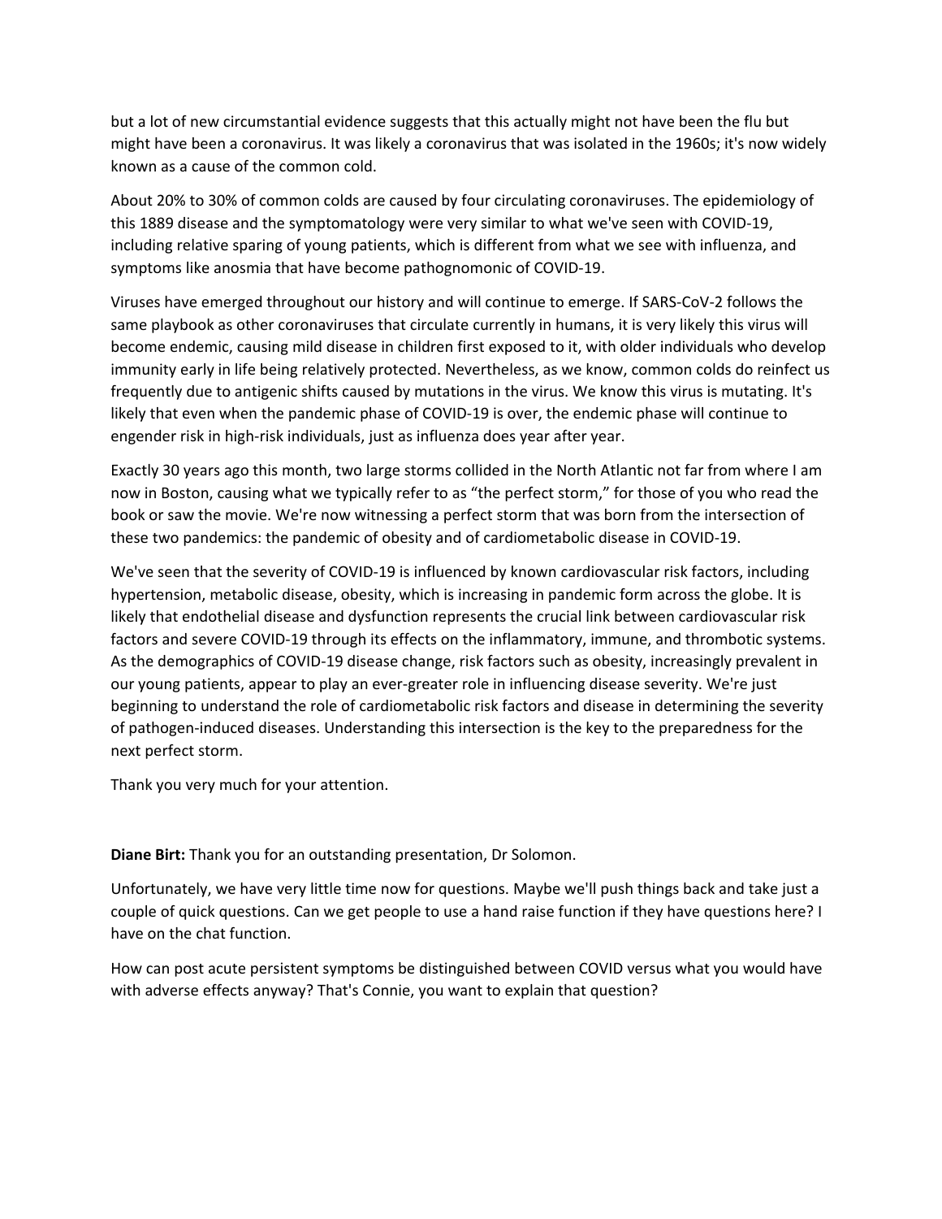but a lot of new circumstantial evidence suggests that this actually might not have been the flu but might have been a coronavirus. It was likely a coronavirus that was isolated in the 1960s; it's now widely known as a cause of the common cold.

About 20% to 30% of common colds are caused by four circulating coronaviruses. The epidemiology of this 1889 disease and the symptomatology were very similar to what we've seen with COVID-19, including relative sparing of young patients, which is different from what we see with influenza, and symptoms like anosmia that have become pathognomonic of COVID-19.

Viruses have emerged throughout our history and will continue to emerge. If SARS-CoV-2 follows the same playbook as other coronaviruses that circulate currently in humans, it is very likely this virus will become endemic, causing mild disease in children first exposed to it, with older individuals who develop immunity early in life being relatively protected. Nevertheless, as we know, common colds do reinfect us frequently due to antigenic shifts caused by mutations in the virus. We know this virus is mutating. It's likely that even when the pandemic phase of COVID-19 is over, the endemic phase will continue to engender risk in high-risk individuals, just as influenza does year after year.

Exactly 30 years ago this month, two large storms collided in the North Atlantic not far from where I am now in Boston, causing what we typically refer to as "the perfect storm," for those of you who read the book or saw the movie. We're now witnessing a perfect storm that was born from the intersection of these two pandemics: the pandemic of obesity and of cardiometabolic disease in COVID-19.

We've seen that the severity of COVID-19 is influenced by known cardiovascular risk factors, including hypertension, metabolic disease, obesity, which is increasing in pandemic form across the globe. It is likely that endothelial disease and dysfunction represents the crucial link between cardiovascular risk factors and severe COVID-19 through its effects on the inflammatory, immune, and thrombotic systems. As the demographics of COVID-19 disease change, risk factors such as obesity, increasingly prevalent in our young patients, appear to play an ever-greater role in influencing disease severity. We're just beginning to understand the role of cardiometabolic risk factors and disease in determining the severity of pathogen-induced diseases. Understanding this intersection is the key to the preparedness for the next perfect storm.

Thank you very much for your attention.

**Diane Birt:** Thank you for an outstanding presentation, Dr Solomon.

Unfortunately, we have very little time now for questions. Maybe we'll push things back and take just a couple of quick questions. Can we get people to use a hand raise function if they have questions here? I have on the chat function.

How can post acute persistent symptoms be distinguished between COVID versus what you would have with adverse effects anyway? That's Connie, you want to explain that question?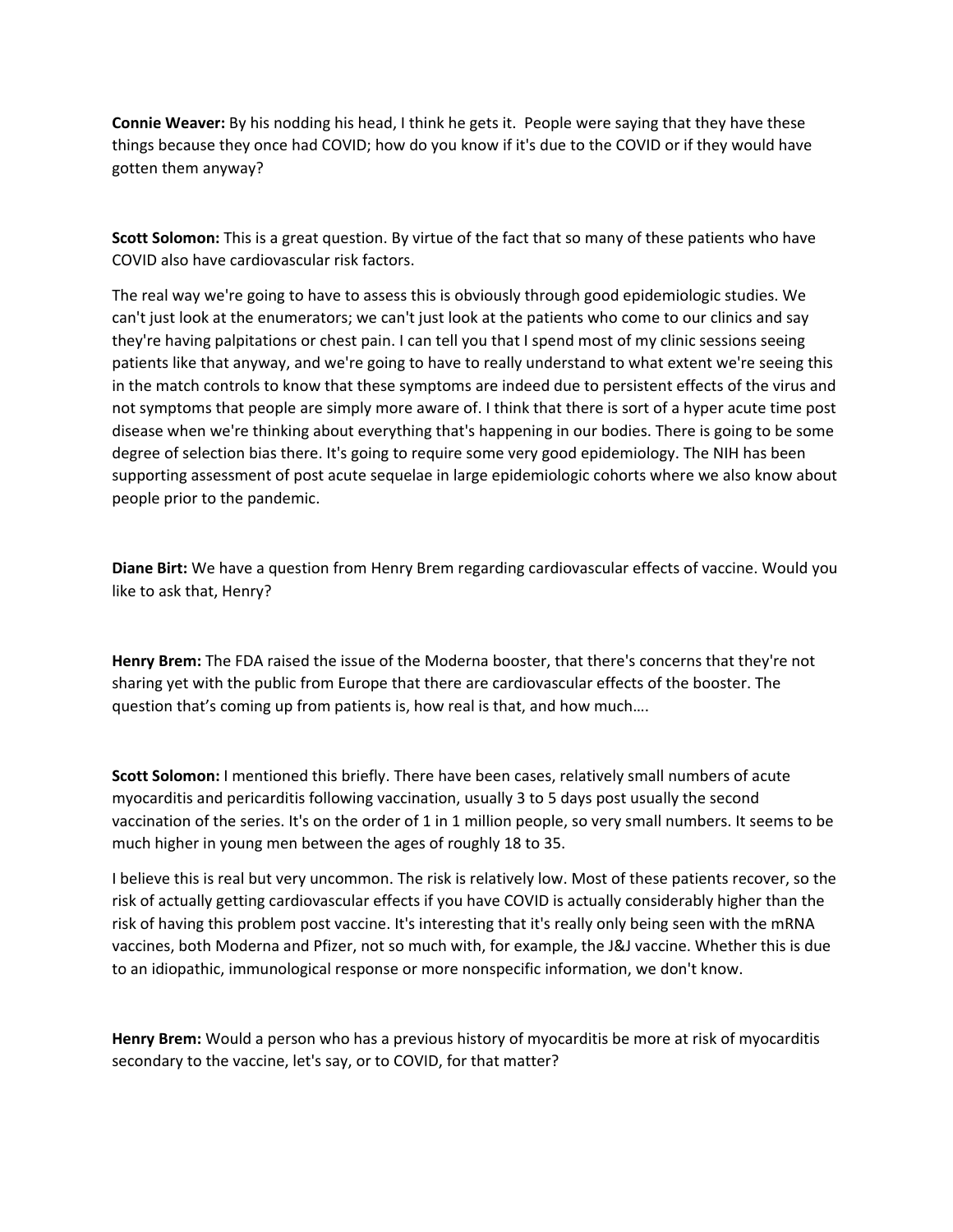**Connie Weaver:** By his nodding his head, I think he gets it. People were saying that they have these things because they once had COVID; how do you know if it's due to the COVID or if they would have gotten them anyway?

**Scott Solomon:** This is a great question. By virtue of the fact that so many of these patients who have COVID also have cardiovascular risk factors.

The real way we're going to have to assess this is obviously through good epidemiologic studies. We can't just look at the enumerators; we can't just look at the patients who come to our clinics and say they're having palpitations or chest pain. I can tell you that I spend most of my clinic sessions seeing patients like that anyway, and we're going to have to really understand to what extent we're seeing this in the match controls to know that these symptoms are indeed due to persistent effects of the virus and not symptoms that people are simply more aware of. I think that there is sort of a hyper acute time post disease when we're thinking about everything that's happening in our bodies. There is going to be some degree of selection bias there. It's going to require some very good epidemiology. The NIH has been supporting assessment of post acute sequelae in large epidemiologic cohorts where we also know about people prior to the pandemic.

**Diane Birt:** We have a question from Henry Brem regarding cardiovascular effects of vaccine. Would you like to ask that, Henry?

**Henry Brem:** The FDA raised the issue of the Moderna booster, that there's concerns that they're not sharing yet with the public from Europe that there are cardiovascular effects of the booster. The question that's coming up from patients is, how real is that, and how much….

**Scott Solomon:** I mentioned this briefly. There have been cases, relatively small numbers of acute myocarditis and pericarditis following vaccination, usually 3 to 5 days post usually the second vaccination of the series. It's on the order of 1 in 1 million people, so very small numbers. It seems to be much higher in young men between the ages of roughly 18 to 35.

I believe this is real but very uncommon. The risk is relatively low. Most of these patients recover, so the risk of actually getting cardiovascular effects if you have COVID is actually considerably higher than the risk of having this problem post vaccine. It's interesting that it's really only being seen with the mRNA vaccines, both Moderna and Pfizer, not so much with, for example, the J&J vaccine. Whether this is due to an idiopathic, immunological response or more nonspecific information, we don't know.

**Henry Brem:** Would a person who has a previous history of myocarditis be more at risk of myocarditis secondary to the vaccine, let's say, or to COVID, for that matter?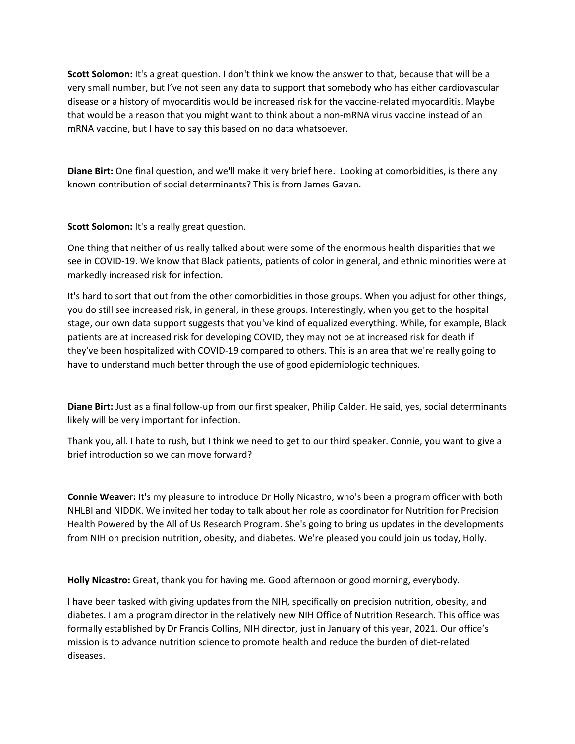**Scott Solomon:** It's a great question. I don't think we know the answer to that, because that will be a very small number, but I've not seen any data to support that somebody who has either cardiovascular disease or a history of myocarditis would be increased risk for the vaccine-related myocarditis. Maybe that would be a reason that you might want to think about a non-mRNA virus vaccine instead of an mRNA vaccine, but I have to say this based on no data whatsoever.

**Diane Birt:** One final question, and we'll make it very brief here. Looking at comorbidities, is there any known contribution of social determinants? This is from James Gavan.

**Scott Solomon:** It's a really great question.

One thing that neither of us really talked about were some of the enormous health disparities that we see in COVID-19. We know that Black patients, patients of color in general, and ethnic minorities were at markedly increased risk for infection.

It's hard to sort that out from the other comorbidities in those groups. When you adjust for other things, you do still see increased risk, in general, in these groups. Interestingly, when you get to the hospital stage, our own data support suggests that you've kind of equalized everything. While, for example, Black patients are at increased risk for developing COVID, they may not be at increased risk for death if they've been hospitalized with COVID-19 compared to others. This is an area that we're really going to have to understand much better through the use of good epidemiologic techniques.

**Diane Birt:** Just as a final follow-up from our first speaker, Philip Calder. He said, yes, social determinants likely will be very important for infection.

Thank you, all. I hate to rush, but I think we need to get to our third speaker. Connie, you want to give a brief introduction so we can move forward?

**Connie Weaver:** It's my pleasure to introduce Dr Holly Nicastro, who's been a program officer with both NHLBI and NIDDK. We invited her today to talk about her role as coordinator for Nutrition for Precision Health Powered by the All of Us Research Program. She's going to bring us updates in the developments from NIH on precision nutrition, obesity, and diabetes. We're pleased you could join us today, Holly.

**Holly Nicastro:** Great, thank you for having me. Good afternoon or good morning, everybody.

I have been tasked with giving updates from the NIH, specifically on precision nutrition, obesity, and diabetes. I am a program director in the relatively new NIH Office of Nutrition Research. This office was formally established by Dr Francis Collins, NIH director, just in January of this year, 2021. Our office's mission is to advance nutrition science to promote health and reduce the burden of diet-related diseases.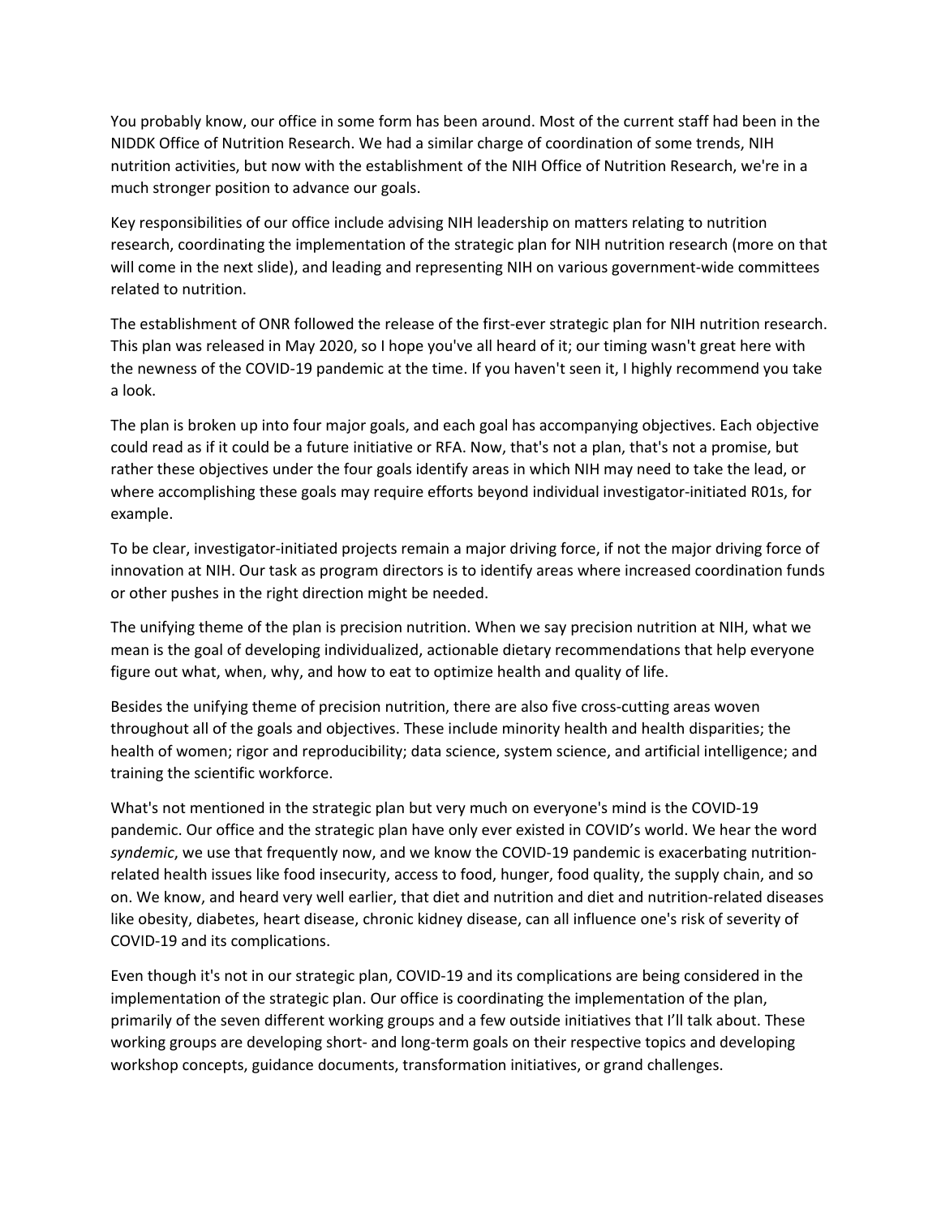You probably know, our office in some form has been around. Most of the current staff had been in the NIDDK Office of Nutrition Research. We had a similar charge of coordination of some trends, NIH nutrition activities, but now with the establishment of the NIH Office of Nutrition Research, we're in a much stronger position to advance our goals.

Key responsibilities of our office include advising NIH leadership on matters relating to nutrition research, coordinating the implementation of the strategic plan for NIH nutrition research (more on that will come in the next slide), and leading and representing NIH on various government-wide committees related to nutrition.

The establishment of ONR followed the release of the first-ever strategic plan for NIH nutrition research. This plan was released in May 2020, so I hope you've all heard of it; our timing wasn't great here with the newness of the COVID-19 pandemic at the time. If you haven't seen it, I highly recommend you take a look.

The plan is broken up into four major goals, and each goal has accompanying objectives. Each objective could read as if it could be a future initiative or RFA. Now, that's not a plan, that's not a promise, but rather these objectives under the four goals identify areas in which NIH may need to take the lead, or where accomplishing these goals may require efforts beyond individual investigator-initiated R01s, for example.

To be clear, investigator-initiated projects remain a major driving force, if not the major driving force of innovation at NIH. Our task as program directors is to identify areas where increased coordination funds or other pushes in the right direction might be needed.

The unifying theme of the plan is precision nutrition. When we say precision nutrition at NIH, what we mean is the goal of developing individualized, actionable dietary recommendations that help everyone figure out what, when, why, and how to eat to optimize health and quality of life.

Besides the unifying theme of precision nutrition, there are also five cross-cutting areas woven throughout all of the goals and objectives. These include minority health and health disparities; the health of women; rigor and reproducibility; data science, system science, and artificial intelligence; and training the scientific workforce.

What's not mentioned in the strategic plan but very much on everyone's mind is the COVID-19 pandemic. Our office and the strategic plan have only ever existed in COVID's world. We hear the word *syndemic*, we use that frequently now, and we know the COVID-19 pandemic is exacerbating nutrition-related health issues like food insecurity, access to food, hunger, food quality, the supply chain, and so on. We know, and heard very well earlier, that diet and nutrition and diet and nutrition-related diseases like obesity, diabetes, heart disease, chronic kidney disease, can all influence one's risk of severity of COVID-19 and its complications.

Even though it's not in our strategic plan, COVID-19 and its complications are being considered in the implementation of the strategic plan. Our office is coordinating the implementation of the plan, primarily of the seven different working groups and a few outside initiatives that I'll talk about. These working groups are developing short- and long-term goals on their respective topics and developing workshop concepts, guidance documents, transformation initiatives, or grand challenges.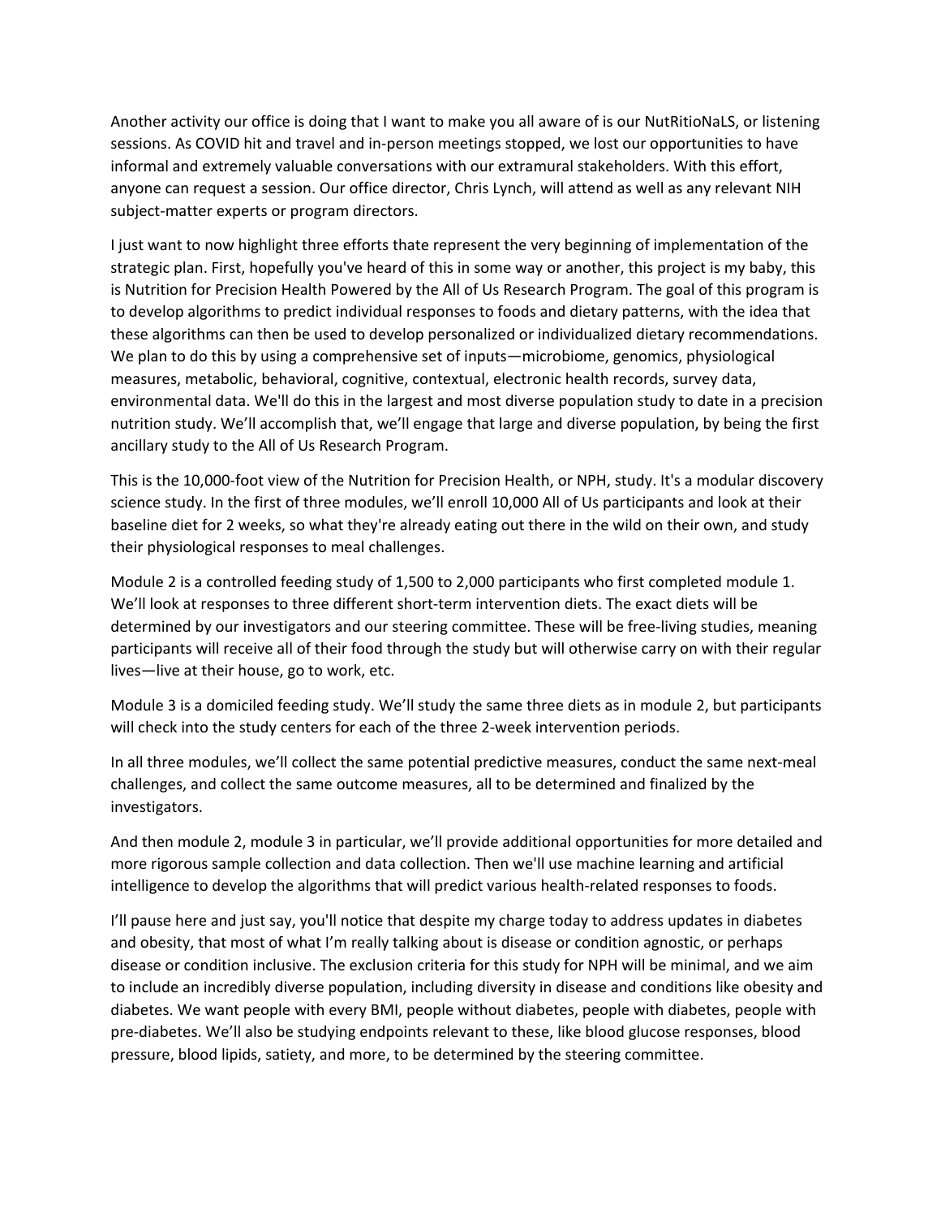Another activity our office is doing that I want to make you all aware of is our NutRitioNaLS, or listening sessions. As COVID hit and travel and in-person meetings stopped, we lost our opportunities to have informal and extremely valuable conversations with our extramural stakeholders. With this effort, anyone can request a session. Our office director, Chris Lynch, will attend as well as any relevant NIH subject-matter experts or program directors.

I just want to now highlight three efforts thate represent the very beginning of implementation of the strategic plan. First, hopefully you've heard of this in some way or another, this project is my baby, this is Nutrition for Precision Health Powered by the All of Us Research Program. The goal of this program is to develop algorithms to predict individual responses to foods and dietary patterns, with the idea that these algorithms can then be used to develop personalized or individualized dietary recommendations. We plan to do this by using a comprehensive set of inputs—microbiome, genomics, physiological measures, metabolic, behavioral, cognitive, contextual, electronic health records, survey data, environmental data. We'll do this in the largest and most diverse population study to date in a precision nutrition study. We'll accomplish that, we'll engage that large and diverse population, by being the first ancillary study to the All of Us Research Program.

This is the 10,000-foot view of the Nutrition for Precision Health, or NPH, study. It's a modular discovery science study. In the first of three modules, we'll enroll 10,000 All of Us participants and look at their baseline diet for 2 weeks, so what they're already eating out there in the wild on their own, and study their physiological responses to meal challenges.

Module 2 is a controlled feeding study of 1,500 to 2,000 participants who first completed module 1. We'll look at responses to three different short-term intervention diets. The exact diets will be determined by our investigators and our steering committee. These will be free-living studies, meaning participants will receive all of their food through the study but will otherwise carry on with their regular lives—live at their house, go to work, etc.

Module 3 is a domiciled feeding study. We'll study the same three diets as in module 2, but participants will check into the study centers for each of the three 2-week intervention periods.

In all three modules, we'll collect the same potential predictive measures, conduct the same next-meal challenges, and collect the same outcome measures, all to be determined and finalized by the investigators.

And then module 2, module 3 in particular, we'll provide additional opportunities for more detailed and more rigorous sample collection and data collection. Then we'll use machine learning and artificial intelligence to develop the algorithms that will predict various health-related responses to foods.

I'll pause here and just say, you'll notice that despite my charge today to address updates in diabetes and obesity, that most of what I'm really talking about is disease or condition agnostic, or perhaps disease or condition inclusive. The exclusion criteria for this study for NPH will be minimal, and we aim to include an incredibly diverse population, including diversity in disease and conditions like obesity and diabetes. We want people with every BMI, people without diabetes, people with diabetes, people with pre-diabetes. We'll also be studying endpoints relevant to these, like blood glucose responses, blood pressure, blood lipids, satiety, and more, to be determined by the steering committee.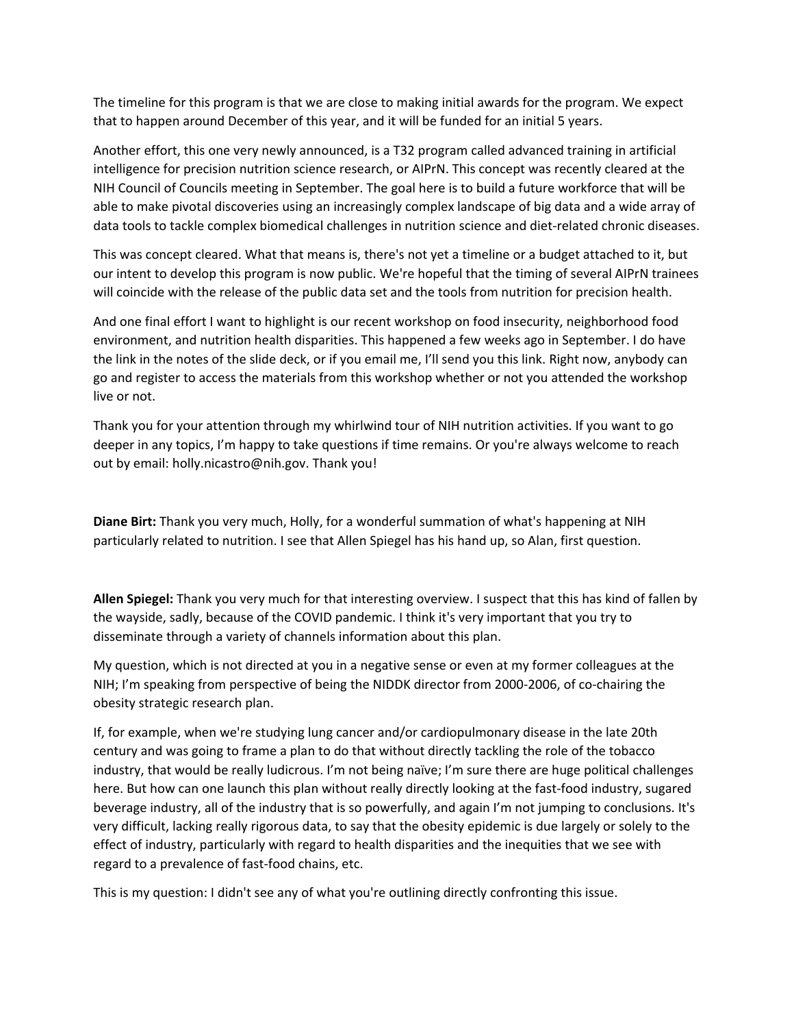The timeline for this program is that we are close to making initial awards for the program. We expect that to happen around December of this year, and it will be funded for an initial 5 years.

Another effort, this one very newly announced, is a T32 program called advanced training in artificial intelligence for precision nutrition science research, or AIPrN. This concept was recently cleared at the NIH Council of Councils meeting in September. The goal here is to build a future workforce that will be able to make pivotal discoveries using an increasingly complex landscape of big data and a wide array of data tools to tackle complex biomedical challenges in nutrition science and diet-related chronic diseases.

This was concept cleared. What that means is, there's not yet a timeline or a budget attached to it, but our intent to develop this program is now public. We're hopeful that the timing of several AIPrN trainees will coincide with the release of the public data set and the tools from nutrition for precision health.

And one final effort I want to highlight is our recent workshop on food insecurity, neighborhood food environment, and nutrition health disparities. This happened a few weeks ago in September. I do have the link in the notes of the slide deck, or if you email me, I'll send you this link. Right now, anybody can go and register to access the materials from this workshop whether or not you attended the workshop live or not.

Thank you for your attention through my whirlwind tour of NIH nutrition activities. If you want to go deeper in any topics, I'm happy to take questions if time remains. Or you're always welcome to reach out by email: holly.nicastro@nih.gov. Thank you!

**Diane Birt:** Thank you very much, Holly, for a wonderful summation of what's happening at NIH particularly related to nutrition. I see that Allen Spiegel has his hand up, so Alan, first question.

**Allen Spiegel:** Thank you very much for that interesting overview. I suspect that this has kind of fallen by the wayside, sadly, because of the COVID pandemic. I think it's very important that you try to disseminate through a variety of channels information about this plan.

My question, which is not directed at you in a negative sense or even at my former colleagues at the NIH; I'm speaking from perspective of being the NIDDK director from 2000-2006, of co-chairing the obesity strategic research plan.

If, for example, when we're studying lung cancer and/or cardiopulmonary disease in the late 20th century and was going to frame a plan to do that without directly tackling the role of the tobacco industry, that would be really ludicrous. I'm not being naïve; I'm sure there are huge political challenges here. But how can one launch this plan without really directly looking at the fast-food industry, sugared beverage industry, all of the industry that is so powerfully, and again I'm not jumping to conclusions. It's very difficult, lacking really rigorous data, to say that the obesity epidemic is due largely or solely to the effect of industry, particularly with regard to health disparities and the inequities that we see with regard to a prevalence of fast-food chains, etc.

This is my question: I didn't see any of what you're outlining directly confronting this issue.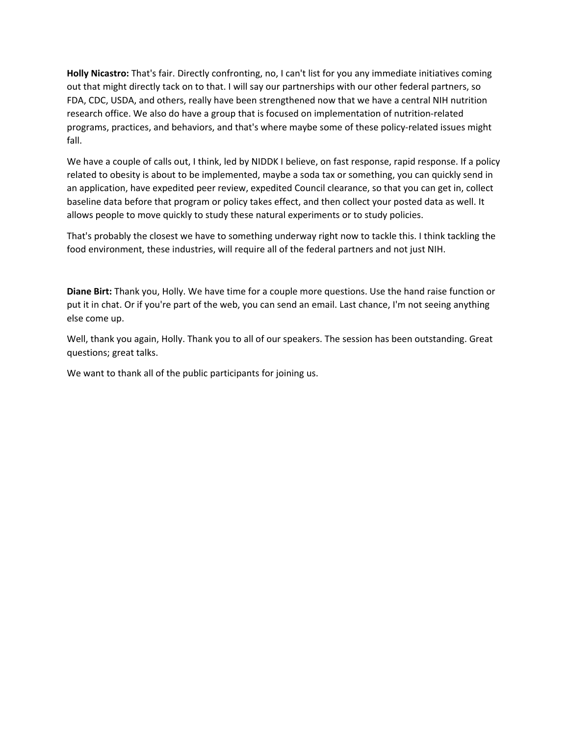**Holly Nicastro:** That's fair. Directly confronting, no, I can't list for you any immediate initiatives coming out that might directly tack on to that. I will say our partnerships with our other federal partners, so FDA, CDC, USDA, and others, really have been strengthened now that we have a central NIH nutrition research office. We also do have a group that is focused on implementation of nutrition-related programs, practices, and behaviors, and that's where maybe some of these policy-related issues might fall.

We have a couple of calls out, I think, led by NIDDK I believe, on fast response, rapid response. If a policy related to obesity is about to be implemented, maybe a soda tax or something, you can quickly send in an application, have expedited peer review, expedited Council clearance, so that you can get in, collect baseline data before that program or policy takes effect, and then collect your posted data as well. It allows people to move quickly to study these natural experiments or to study policies.

That's probably the closest we have to something underway right now to tackle this. I think tackling the food environment, these industries, will require all of the federal partners and not just NIH.

**Diane Birt:** Thank you, Holly. We have time for a couple more questions. Use the hand raise function or put it in chat. Or if you're part of the web, you can send an email. Last chance, I'm not seeing anything else come up.

Well, thank you again, Holly. Thank you to all of our speakers. The session has been outstanding. Great questions; great talks.

We want to thank all of the public participants for joining us.